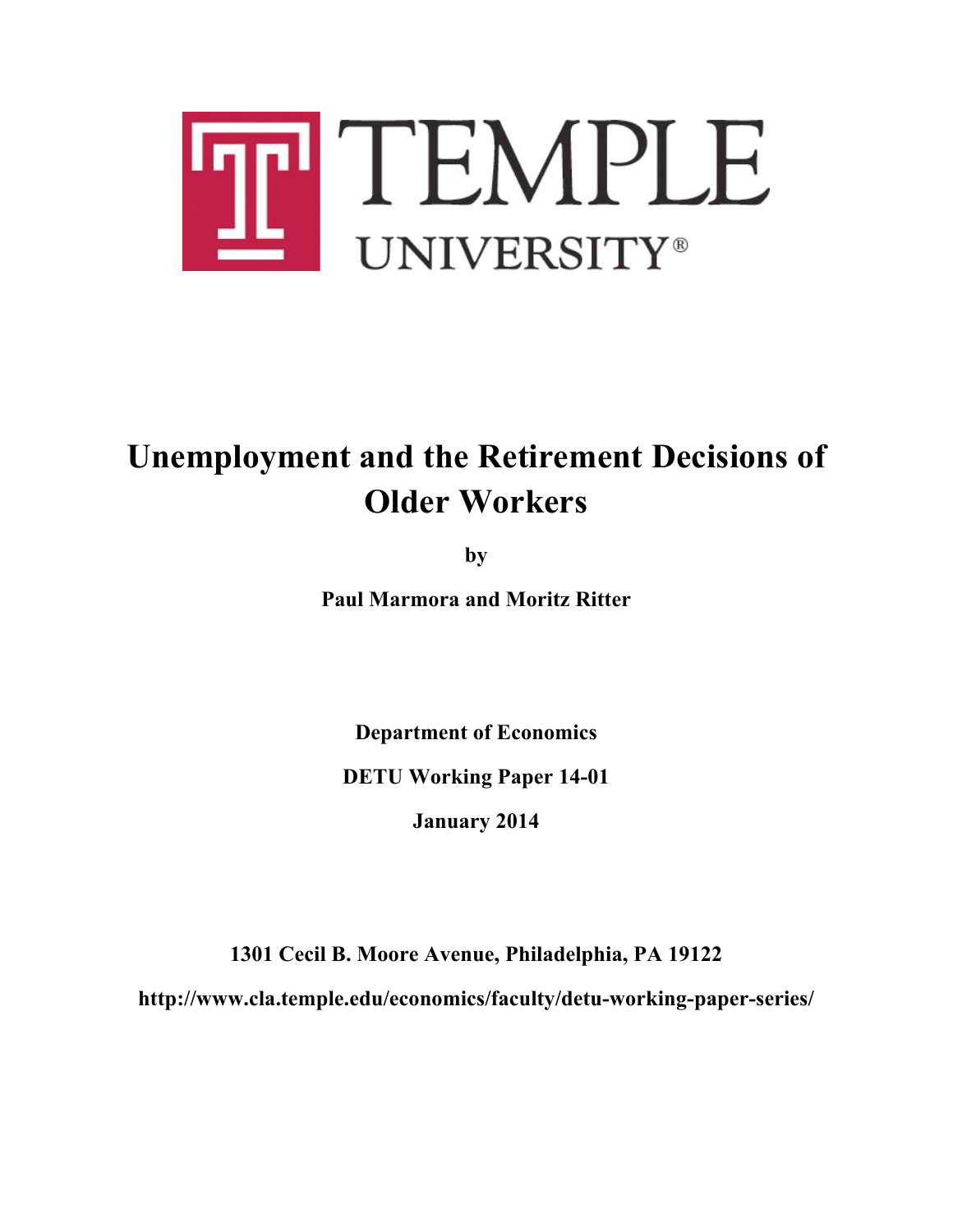TEMPLE UNIVERSITY®

# Unemployment and the Retirement Decisions of Older Workers

by

**Paul Marmora and Moritz Ritter**

**Department of Economics**

**DETU Working Paper 14-01**

**January 2014**

**1301 Cecil B. Moore Avenue, Philadelphia, PA 19122**

**http://www.cla.temple.edu/economics/faculty/detu-working-paper-series/**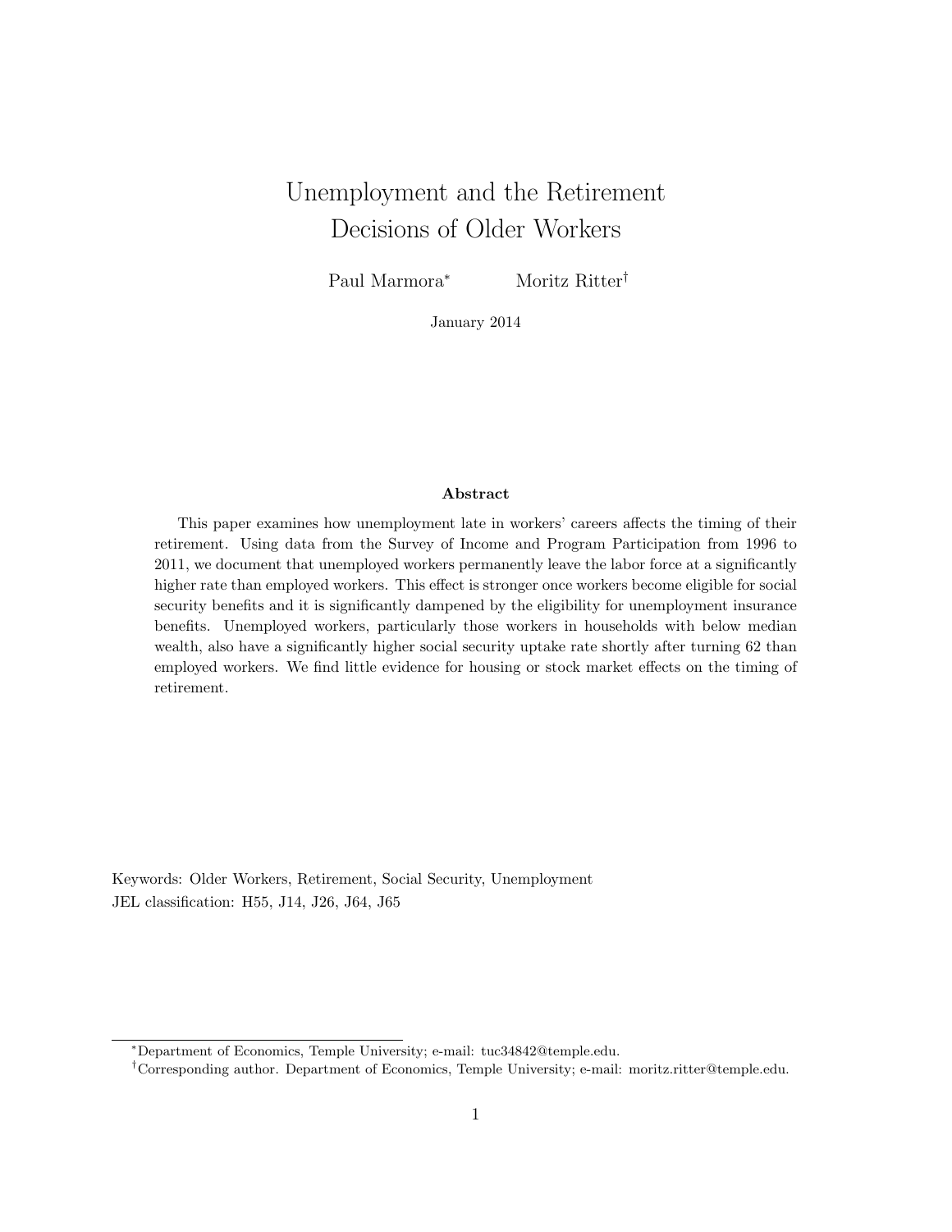# Unemployment and the Retirement Decisions of Older Workers

Paul Marmora[*] Moritz Ritter[†]

January 2014

### Abstract

This paper examines how unemployment late in workers' careers affects the timing of their retirement. Using data from the Survey of Income and Program Participation from 1996 to 2011, we document that unemployed workers permanently leave the labor force at a significantly higher rate than employed workers. This effect is stronger once workers become eligible for social security benefits and it is significantly dampened by the eligibility for unemployment insurance benefits. Unemployed workers, particularly those workers in households with below median wealth, also have a significantly higher social security uptake rate shortly after turning 62 than employed workers. We find little evidence for housing or stock market effects on the timing of retirement.

Keywords: Older Workers, Retirement, Social Security, Unemployment

JEL classification: H55, J14, J26, J64, J65

---

[*] Department of Economics, Temple University; e-mail: tuc34842@temple.edu.

[†] Corresponding author. Department of Economics, Temple University; e-mail: moritz.ritter@temple.edu.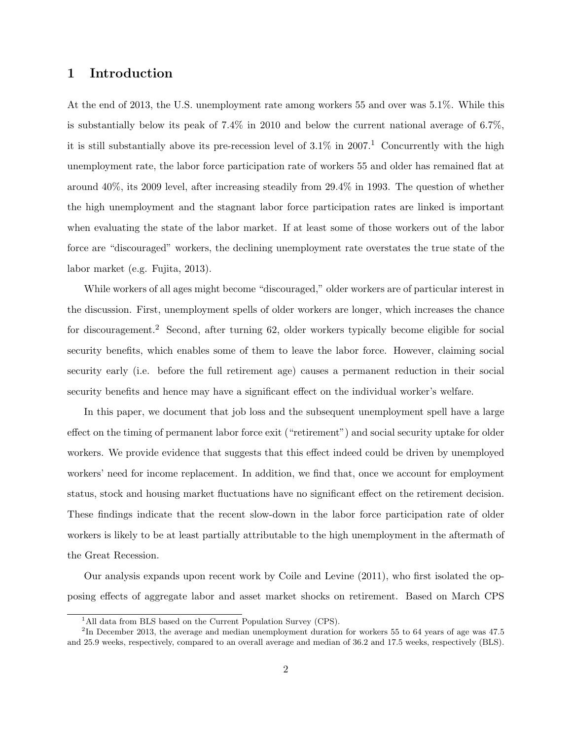# 1 Introduction

At the end of 2013, the U.S. unemployment rate among workers 55 and over was 5.1%. While this is substantially below its peak of 7.4% in 2010 and below the current national average of 6.7%, it is still substantially above its pre-recession level of 3.1% in 2007.[1] Concurrently with the high unemployment rate, the labor force participation rate of workers 55 and older has remained flat at around 40%, its 2009 level, after increasing steadily from 29.4% in 1993. The question of whether the high unemployment and the stagnant labor force participation rates are linked is important when evaluating the state of the labor market. If at least some of those workers out of the labor force are "discouraged" workers, the declining unemployment rate overstates the true state of the labor market (e.g. Fujita, 2013).

While workers of all ages might become "discouraged," older workers are of particular interest in the discussion. First, unemployment spells of older workers are longer, which increases the chance for discouragement.[2] Second, after turning 62, older workers typically become eligible for social security benefits, which enables some of them to leave the labor force. However, claiming social security early (i.e. before the full retirement age) causes a permanent reduction in their social security benefits and hence may have a significant effect on the individual worker's welfare.

In this paper, we document that job loss and the subsequent unemployment spell have a large effect on the timing of permanent labor force exit ("retirement") and social security uptake for older workers. We provide evidence that suggests that this effect indeed could be driven by unemployed workers' need for income replacement. In addition, we find that, once we account for employment status, stock and housing market fluctuations have no significant effect on the retirement decision. These findings indicate that the recent slow-down in the labor force participation rate of older workers is likely to be at least partially attributable to the high unemployment in the aftermath of the Great Recession.

Our analysis expands upon recent work by Coile and Levine (2011), who first isolated the opposing effects of aggregate labor and asset market shocks on retirement. Based on March CPS

[1] All data from BLS based on the Current Population Survey (CPS).

[2] In December 2013, the average and median unemployment duration for workers 55 to 64 years of age was 47.5 and 25.9 weeks, respectively, compared to an overall average and median of 36.2 and 17.5 weeks, respectively (BLS).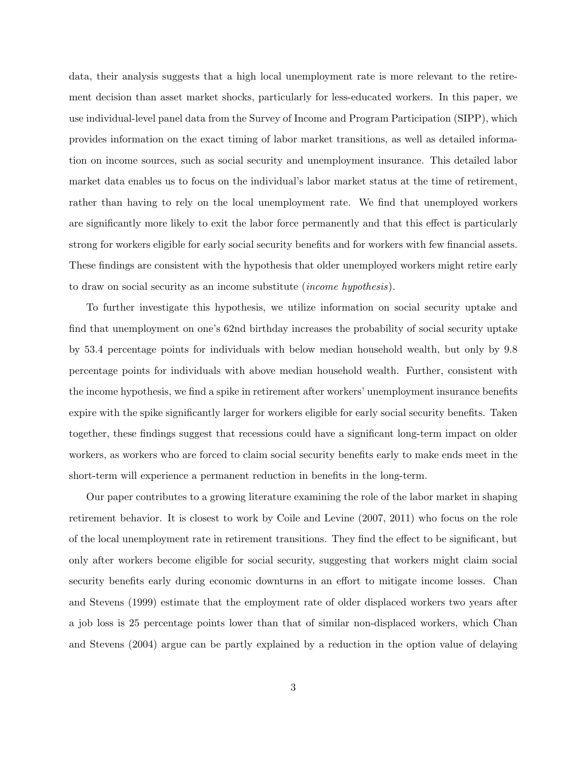data, their analysis suggests that a high local unemployment rate is more relevant to the retirement decision than asset market shocks, particularly for less-educated workers. In this paper, we use individual-level panel data from the Survey of Income and Program Participation (SIPP), which provides information on the exact timing of labor market transitions, as well as detailed information on income sources, such as social security and unemployment insurance. This detailed labor market data enables us to focus on the individual's labor market status at the time of retirement, rather than having to rely on the local unemployment rate. We find that unemployed workers are significantly more likely to exit the labor force permanently and that this effect is particularly strong for workers eligible for early social security benefits and for workers with few financial assets. These findings are consistent with the hypothesis that older unemployed workers might retire early to draw on social security as an income substitute (*income hypothesis*).

To further investigate this hypothesis, we utilize information on social security uptake and find that unemployment on one's 62nd birthday increases the probability of social security uptake by 53.4 percentage points for individuals with below median household wealth, but only by 9.8 percentage points for individuals with above median household wealth. Further, consistent with the income hypothesis, we find a spike in retirement after workers' unemployment insurance benefits expire with the spike significantly larger for workers eligible for early social security benefits. Taken together, these findings suggest that recessions could have a significant long-term impact on older workers, as workers who are forced to claim social security benefits early to make ends meet in the short-term will experience a permanent reduction in benefits in the long-term.

Our paper contributes to a growing literature examining the role of the labor market in shaping retirement behavior. It is closest to work by Coile and Levine (2007, 2011) who focus on the role of the local unemployment rate in retirement transitions. They find the effect to be significant, but only after workers become eligible for social security, suggesting that workers might claim social security benefits early during economic downturns in an effort to mitigate income losses. Chan and Stevens (1999) estimate that the employment rate of older displaced workers two years after a job loss is 25 percentage points lower than that of similar non-displaced workers, which Chan and Stevens (2004) argue can be partly explained by a reduction in the option value of delaying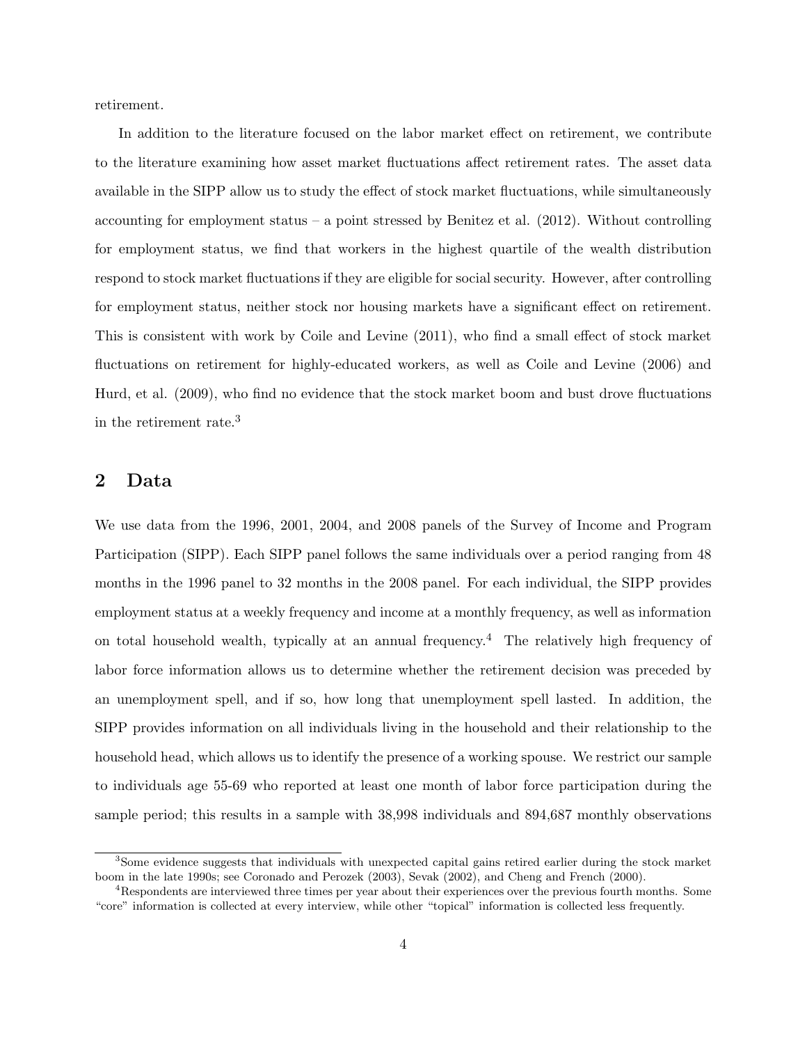retirement.

In addition to the literature focused on the labor market effect on retirement, we contribute to the literature examining how asset market fluctuations affect retirement rates. The asset data available in the SIPP allow us to study the effect of stock market fluctuations, while simultaneously accounting for employment status – a point stressed by Benitez et al. (2012). Without controlling for employment status, we find that workers in the highest quartile of the wealth distribution respond to stock market fluctuations if they are eligible for social security. However, after controlling for employment status, neither stock nor housing markets have a significant effect on retirement. This is consistent with work by Coile and Levine (2011), who find a small effect of stock market fluctuations on retirement for highly-educated workers, as well as Coile and Levine (2006) and Hurd, et al. (2009), who find no evidence that the stock market boom and bust drove fluctuations in the retirement rate.[3]

## 2 Data

We use data from the 1996, 2001, 2004, and 2008 panels of the Survey of Income and Program Participation (SIPP). Each SIPP panel follows the same individuals over a period ranging from 48 months in the 1996 panel to 32 months in the 2008 panel. For each individual, the SIPP provides employment status at a weekly frequency and income at a monthly frequency, as well as information on total household wealth, typically at an annual frequency.[4] The relatively high frequency of labor force information allows us to determine whether the retirement decision was preceded by an unemployment spell, and if so, how long that unemployment spell lasted. In addition, the SIPP provides information on all individuals living in the household and their relationship to the household head, which allows us to identify the presence of a working spouse. We restrict our sample to individuals age 55-69 who reported at least one month of labor force participation during the sample period; this results in a sample with 38,998 individuals and 894,687 monthly observations

---

[3] Some evidence suggests that individuals with unexpected capital gains retired earlier during the stock market boom in the late 1990s; see Coronado and Perozek (2003), Sevak (2002), and Cheng and French (2000).

[4] Respondents are interviewed three times per year about their experiences over the previous fourth months. Some "core" information is collected at every interview, while other "topical" information is collected less frequently.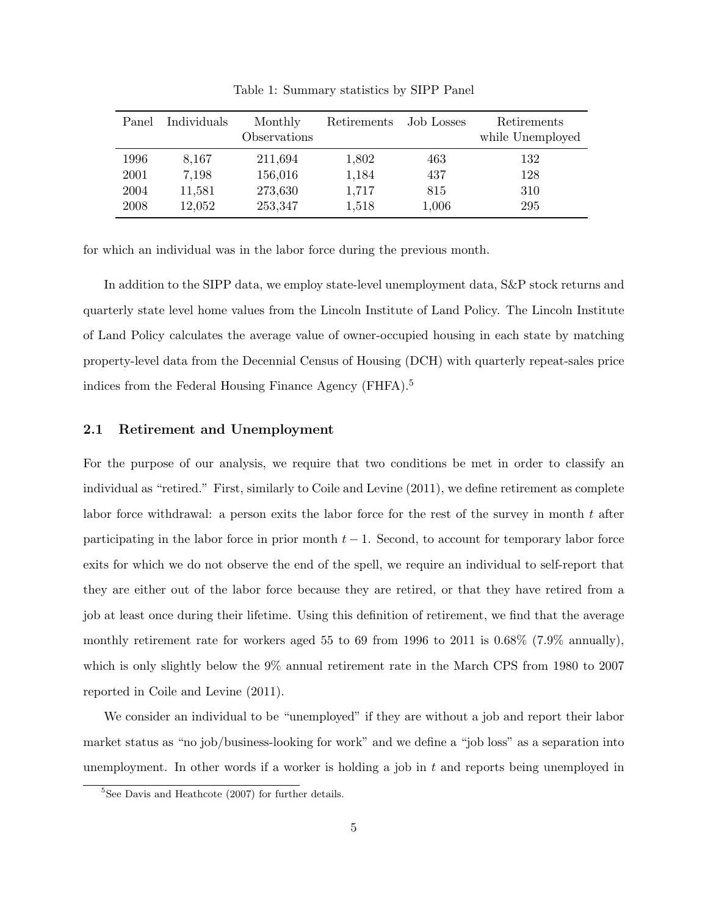Table 1: Summary statistics by SIPP Panel

| Panel | Individuals | Monthly Observations | Retirements | Job Losses | Retirements while Unemployed |
|---|---|---|---|---|---|
| 1996 | 8,167 | 211,694 | 1,802 | 463 | 132 |
| 2001 | 7,198 | 156,016 | 1,184 | 437 | 128 |
| 2004 | 11,581 | 273,630 | 1,717 | 815 | 310 |
| 2008 | 12,052 | 253,347 | 1,518 | 1,006 | 295 |

for which an individual was in the labor force during the previous month.

In addition to the SIPP data, we employ state-level unemployment data, S&P stock returns and quarterly state level home values from the Lincoln Institute of Land Policy. The Lincoln Institute of Land Policy calculates the average value of owner-occupied housing in each state by matching property-level data from the Decennial Census of Housing (DCH) with quarterly repeat-sales price indices from the Federal Housing Finance Agency (FHFA).[5]

## 2.1 Retirement and Unemployment

For the purpose of our analysis, we require that two conditions be met in order to classify an individual as "retired." First, similarly to Coile and Levine (2011), we define retirement as complete labor force withdrawal: a person exits the labor force for the rest of the survey in month $t$ after participating in the labor force in prior month $t-1$. Second, to account for temporary labor force exits for which we do not observe the end of the spell, we require an individual to self-report that they are either out of the labor force because they are retired, or that they have retired from a job at least once during their lifetime. Using this definition of retirement, we find that the average monthly retirement rate for workers aged 55 to 69 from 1996 to 2011 is 0.68% (7.9% annually), which is only slightly below the 9% annual retirement rate in the March CPS from 1980 to 2007 reported in Coile and Levine (2011).

We consider an individual to be "unemployed" if they are without a job and report their labor market status as "no job/business-looking for work" and we define a "job loss" as a separation into unemployment. In other words if a worker is holding a job in $t$ and reports being unemployed in

[5] See Davis and Heathcote (2007) for further details.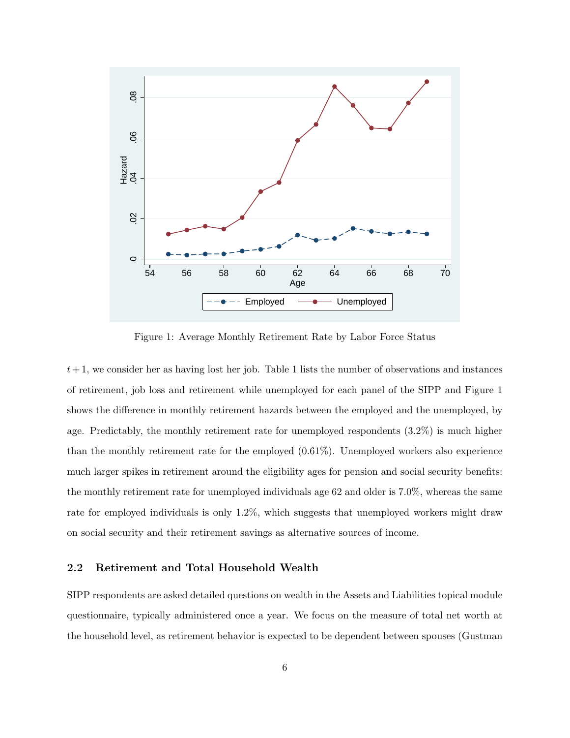Figure 1: Average Monthly Retirement Rate by Labor Force Status

$t+1$, we consider her as having lost her job. Table 1 lists the number of observations and instances of retirement, job loss and retirement while unemployed for each panel of the SIPP and Figure 1 shows the difference in monthly retirement hazards between the employed and the unemployed, by age. Predictably, the monthly retirement rate for unemployed respondents (3.2%) is much higher than the monthly retirement rate for the employed (0.61%). Unemployed workers also experience much larger spikes in retirement around the eligibility ages for pension and social security benefits: the monthly retirement rate for unemployed individuals age 62 and older is 7.0%, whereas the same rate for employed individuals is only 1.2%, which suggests that unemployed workers might draw on social security and their retirement savings as alternative sources of income.

### 2.2 Retirement and Total Household Wealth

SIPP respondents are asked detailed questions on wealth in the Assets and Liabilities topical module questionnaire, typically administered once a year. We focus on the measure of total net worth at the household level, as retirement behavior is expected to be dependent between spouses (Gustman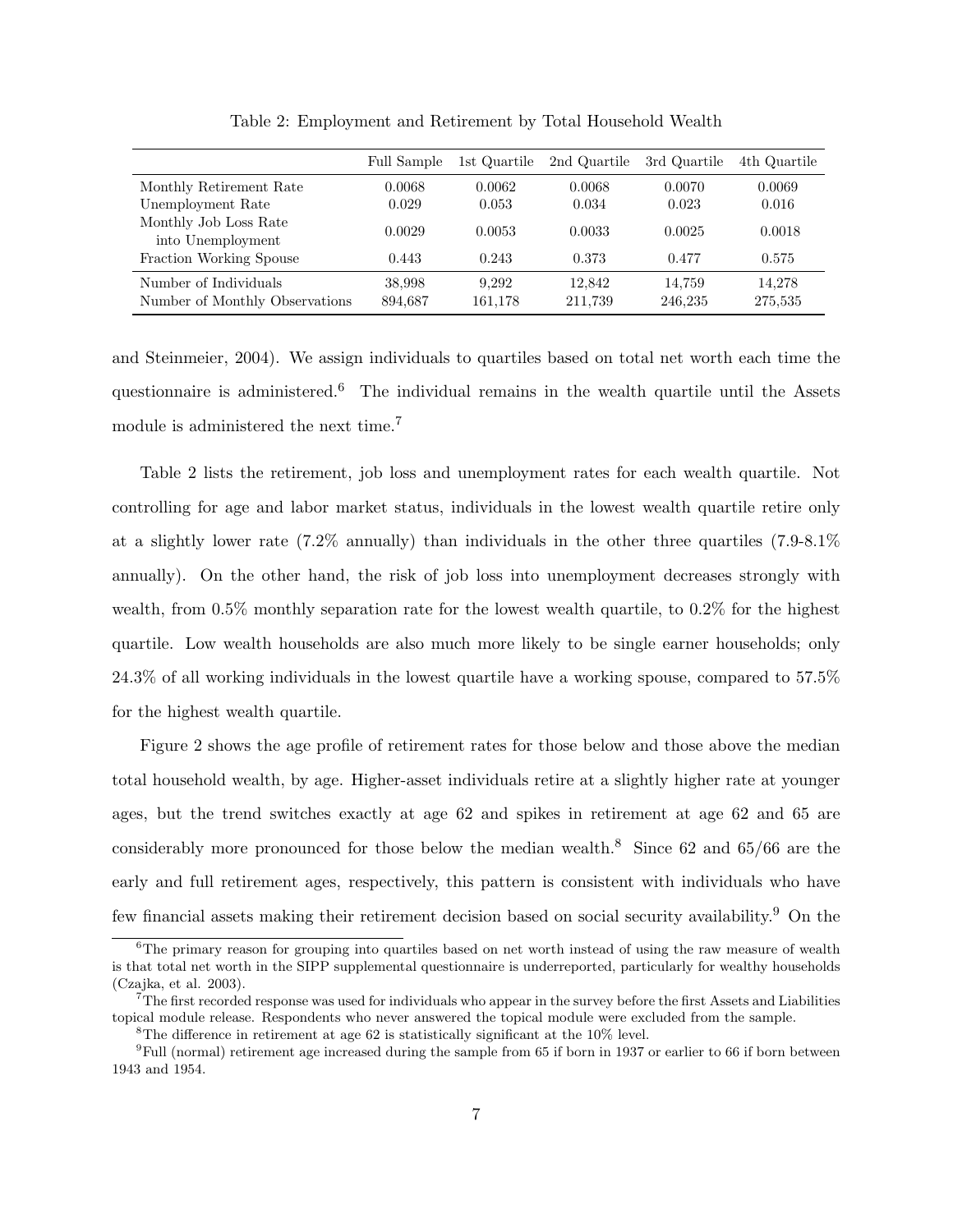Table 2: Employment and Retirement by Total Household Wealth

| | Full Sample | 1st Quartile | 2nd Quartile | 3rd Quartile | 4th Quartile |
|---|---|---|---|---|---|
| Monthly Retirement Rate | 0.0068 | 0.0062 | 0.0068 | 0.0070 | 0.0069 |
| Unemployment Rate | 0.029 | 0.053 | 0.034 | 0.023 | 0.016 |
| Monthly Job Loss Rate into Unemployment | 0.0029 | 0.0053 | 0.0033 | 0.0025 | 0.0018 |
| Fraction Working Spouse | 0.443 | 0.243 | 0.373 | 0.477 | 0.575 |
| Number of Individuals | 38,998 | 9,292 | 12,842 | 14,759 | 14,278 |
| Number of Monthly Observations | 894,687 | 161,178 | 211,739 | 246,235 | 275,535 |

and Steinmeier, 2004). We assign individuals to quartiles based on total net worth each time the questionnaire is administered.[6] The individual remains in the wealth quartile until the Assets module is administered the next time.[7]

Table 2 lists the retirement, job loss and unemployment rates for each wealth quartile. Not controlling for age and labor market status, individuals in the lowest wealth quartile retire only at a slightly lower rate (7.2% annually) than individuals in the other three quartiles (7.9-8.1% annually). On the other hand, the risk of job loss into unemployment decreases strongly with wealth, from 0.5% monthly separation rate for the lowest wealth quartile, to 0.2% for the highest quartile. Low wealth households are also much more likely to be single earner households; only 24.3% of all working individuals in the lowest quartile have a working spouse, compared to 57.5% for the highest wealth quartile.

Figure 2 shows the age profile of retirement rates for those below and those above the median total household wealth, by age. Higher-asset individuals retire at a slightly higher rate at younger ages, but the trend switches exactly at age 62 and spikes in retirement at age 62 and 65 are considerably more pronounced for those below the median wealth.[8] Since 62 and 65/66 are the early and full retirement ages, respectively, this pattern is consistent with individuals who have few financial assets making their retirement decision based on social security availability.[9] On the

[6] The primary reason for grouping into quartiles based on net worth instead of using the raw measure of wealth is that total net worth in the SIPP supplemental questionnaire is underreported, particularly for wealthy households (Czajka, et al. 2003).

[7] The first recorded response was used for individuals who appear in the survey before the first Assets and Liabilities topical module release. Respondents who never answered the topical module were excluded from the sample.

[8] The difference in retirement at age 62 is statistically significant at the 10% level.

[9] Full (normal) retirement age increased during the sample from 65 if born in 1937 or earlier to 66 if born between 1943 and 1954.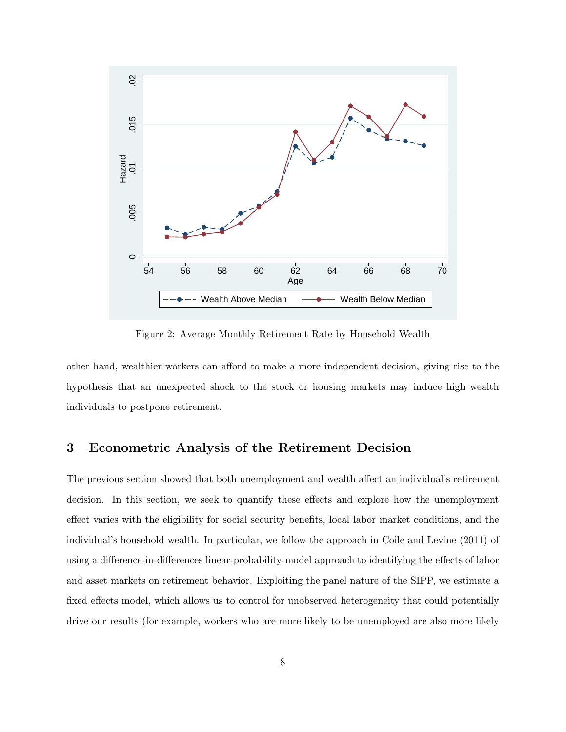Figure 2: Average Monthly Retirement Rate by Household Wealth

other hand, wealthier workers can afford to make a more independent decision, giving rise to the hypothesis that an unexpected shock to the stock or housing markets may induce high wealth individuals to postpone retirement.

## 3 Econometric Analysis of the Retirement Decision

The previous section showed that both unemployment and wealth affect an individual's retirement decision. In this section, we seek to quantify these effects and explore how the unemployment effect varies with the eligibility for social security benefits, local labor market conditions, and the individual's household wealth. In particular, we follow the approach in Coile and Levine (2011) of using a difference-in-differences linear-probability-model approach to identifying the effects of labor and asset markets on retirement behavior. Exploiting the panel nature of the SIPP, we estimate a fixed effects model, which allows us to control for unobserved heterogeneity that could potentially drive our results (for example, workers who are more likely to be unemployed are also more likely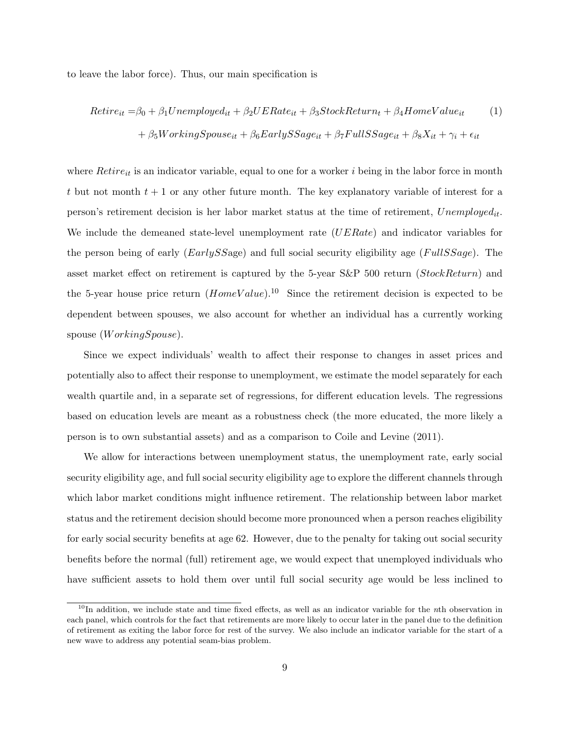to leave the labor force). Thus, our main specification is

$$
\begin{aligned}
Retire_{it} =& \beta_0 + \beta_1 Unemployed_{it} + \beta_2 UERate_{it} + \beta_3 StockReturn_t + \beta_4 HomeValue_{it} \\
&+ \beta_5 WorkingSpouse_{it} + \beta_6 EarlySSage_{it} + \beta_7 FullSSage_{it} + \beta_8 X_{it} + \gamma_i + \epsilon_{it}
\end{aligned} \tag{1}
$$

where $Retire_{it}$ is an indicator variable, equal to one for a worker $i$ being in the labor force in month $t$ but not month $t+1$ or any other future month. The key explanatory variable of interest for a person's retirement decision is her labor market status at the time of retirement, $Unemployed_{it}$. We include the demeaned state-level unemployment rate ($UERate$) and indicator variables for the person being of early ($EarlySS$age) and full social security eligibility age ($FullSSage$). The asset market effect on retirement is captured by the 5-year S&P 500 return ($StockReturn$) and the 5-year house price return ($HomeValue$).[10] Since the retirement decision is expected to be dependent between spouses, we also account for whether an individual has a currently working spouse ($WorkingSpouse$).

Since we expect individuals' wealth to affect their response to changes in asset prices and potentially also to affect their response to unemployment, we estimate the model separately for each wealth quartile and, in a separate set of regressions, for different education levels. The regressions based on education levels are meant as a robustness check (the more educated, the more likely a person is to own substantial assets) and as a comparison to Coile and Levine (2011).

We allow for interactions between unemployment status, the unemployment rate, early social security eligibility age, and full social security eligibility age to explore the different channels through which labor market conditions might influence retirement. The relationship between labor market status and the retirement decision should become more pronounced when a person reaches eligibility for early social security benefits at age 62. However, due to the penalty for taking out social security benefits before the normal (full) retirement age, we would expect that unemployed individuals who have sufficient assets to hold them over until full social security age would be less inclined to

[10] In addition, we include state and time fixed effects, as well as an indicator variable for the $n$th observation in each panel, which controls for the fact that retirements are more likely to occur later in the panel due to the definition of retirement as exiting the labor force for rest of the survey. We also include an indicator variable for the start of a new wave to address any potential seam-bias problem.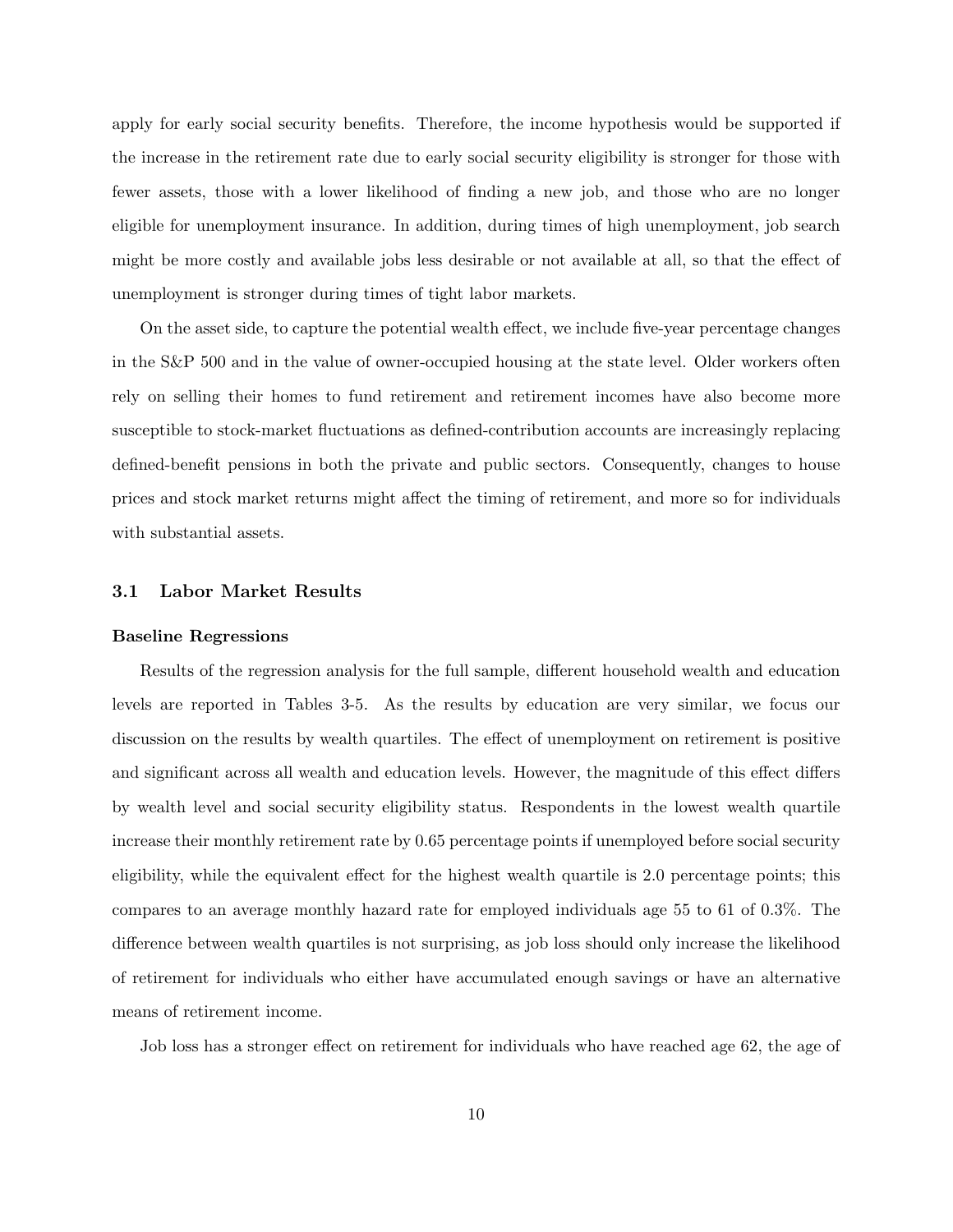apply for early social security benefits. Therefore, the income hypothesis would be supported if the increase in the retirement rate due to early social security eligibility is stronger for those with fewer assets, those with a lower likelihood of finding a new job, and those who are no longer eligible for unemployment insurance. In addition, during times of high unemployment, job search might be more costly and available jobs less desirable or not available at all, so that the effect of unemployment is stronger during times of tight labor markets.

On the asset side, to capture the potential wealth effect, we include five-year percentage changes in the S&P 500 and in the value of owner-occupied housing at the state level. Older workers often rely on selling their homes to fund retirement and retirement incomes have also become more susceptible to stock-market fluctuations as defined-contribution accounts are increasingly replacing defined-benefit pensions in both the private and public sectors. Consequently, changes to house prices and stock market returns might affect the timing of retirement, and more so for individuals with substantial assets.

### 3.1 Labor Market Results

**Baseline Regressions**

Results of the regression analysis for the full sample, different household wealth and education levels are reported in Tables 3-5. As the results by education are very similar, we focus our discussion on the results by wealth quartiles. The effect of unemployment on retirement is positive and significant across all wealth and education levels. However, the magnitude of this effect differs by wealth level and social security eligibility status. Respondents in the lowest wealth quartile increase their monthly retirement rate by 0.65 percentage points if unemployed before social security eligibility, while the equivalent effect for the highest wealth quartile is 2.0 percentage points; this compares to an average monthly hazard rate for employed individuals age 55 to 61 of 0.3%. The difference between wealth quartiles is not surprising, as job loss should only increase the likelihood of retirement for individuals who either have accumulated enough savings or have an alternative means of retirement income.

Job loss has a stronger effect on retirement for individuals who have reached age 62, the age of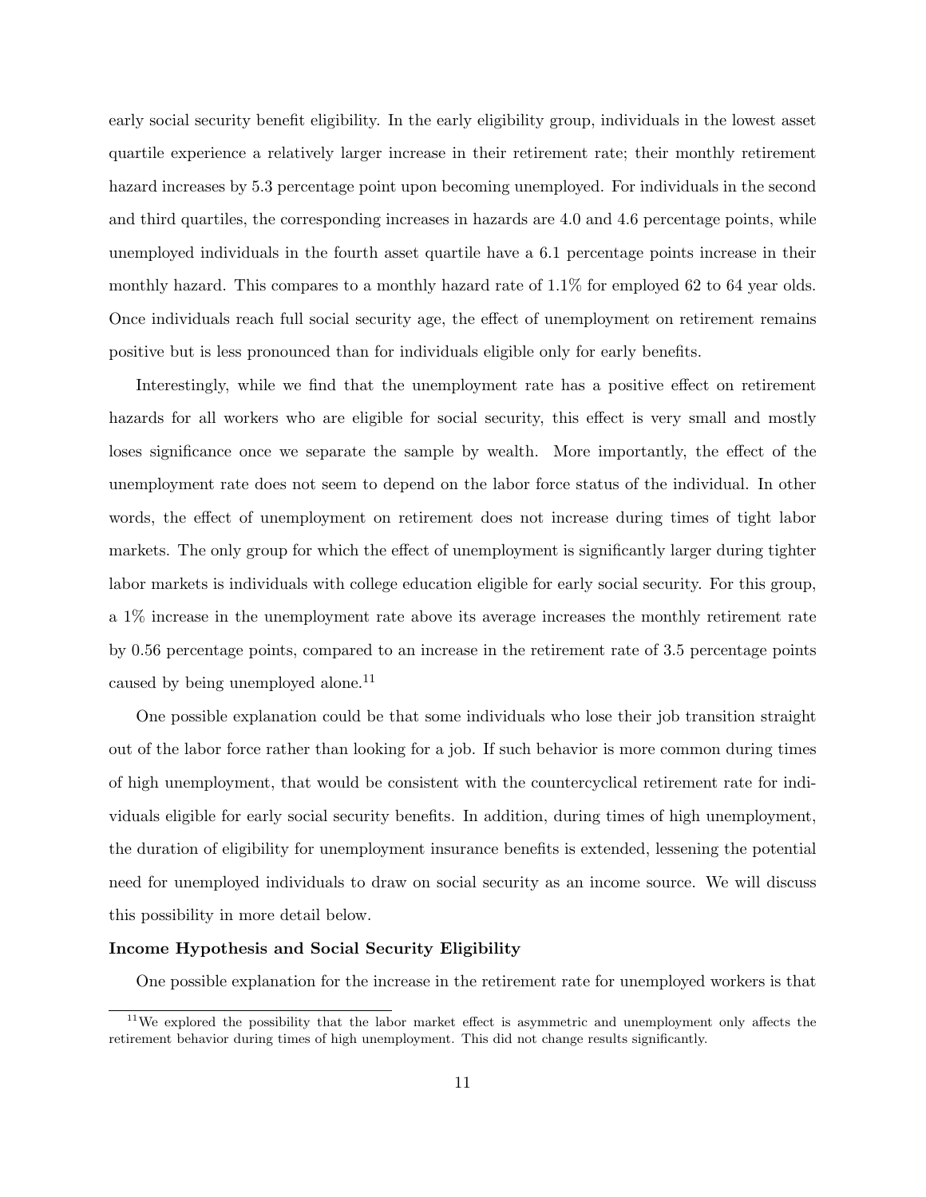early social security benefit eligibility. In the early eligibility group, individuals in the lowest asset quartile experience a relatively larger increase in their retirement rate; their monthly retirement hazard increases by 5.3 percentage point upon becoming unemployed. For individuals in the second and third quartiles, the corresponding increases in hazards are 4.0 and 4.6 percentage points, while unemployed individuals in the fourth asset quartile have a 6.1 percentage points increase in their monthly hazard. This compares to a monthly hazard rate of 1.1% for employed 62 to 64 year olds. Once individuals reach full social security age, the effect of unemployment on retirement remains positive but is less pronounced than for individuals eligible only for early benefits.

Interestingly, while we find that the unemployment rate has a positive effect on retirement hazards for all workers who are eligible for social security, this effect is very small and mostly loses significance once we separate the sample by wealth. More importantly, the effect of the unemployment rate does not seem to depend on the labor force status of the individual. In other words, the effect of unemployment on retirement does not increase during times of tight labor markets. The only group for which the effect of unemployment is significantly larger during tighter labor markets is individuals with college education eligible for early social security. For this group, a 1% increase in the unemployment rate above its average increases the monthly retirement rate by 0.56 percentage points, compared to an increase in the retirement rate of 3.5 percentage points caused by being unemployed alone.[11]

One possible explanation could be that some individuals who lose their job transition straight out of the labor force rather than looking for a job. If such behavior is more common during times of high unemployment, that would be consistent with the countercyclical retirement rate for individuals eligible for early social security benefits. In addition, during times of high unemployment, the duration of eligibility for unemployment insurance benefits is extended, lessening the potential need for unemployed individuals to draw on social security as an income source. We will discuss this possibility in more detail below.

**Income Hypothesis and Social Security Eligibility**

One possible explanation for the increase in the retirement rate for unemployed workers is that

[11]We explored the possibility that the labor market effect is asymmetric and unemployment only affects the retirement behavior during times of high unemployment. This did not change results significantly.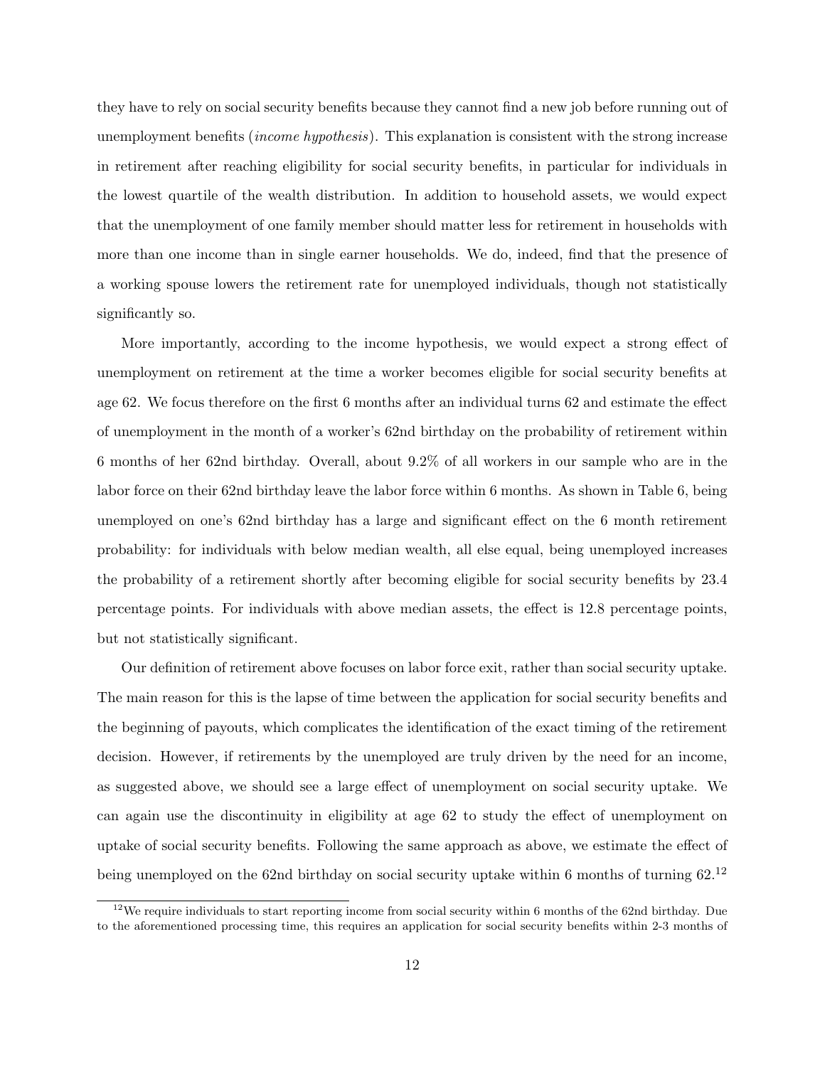they have to rely on social security benefits because they cannot find a new job before running out of unemployment benefits (*income hypothesis*). This explanation is consistent with the strong increase in retirement after reaching eligibility for social security benefits, in particular for individuals in the lowest quartile of the wealth distribution. In addition to household assets, we would expect that the unemployment of one family member should matter less for retirement in households with more than one income than in single earner households. We do, indeed, find that the presence of a working spouse lowers the retirement rate for unemployed individuals, though not statistically significantly so.

More importantly, according to the income hypothesis, we would expect a strong effect of unemployment on retirement at the time a worker becomes eligible for social security benefits at age 62. We focus therefore on the first 6 months after an individual turns 62 and estimate the effect of unemployment in the month of a worker's 62nd birthday on the probability of retirement within 6 months of her 62nd birthday. Overall, about 9.2% of all workers in our sample who are in the labor force on their 62nd birthday leave the labor force within 6 months. As shown in Table 6, being unemployed on one's 62nd birthday has a large and significant effect on the 6 month retirement probability: for individuals with below median wealth, all else equal, being unemployed increases the probability of a retirement shortly after becoming eligible for social security benefits by 23.4 percentage points. For individuals with above median assets, the effect is 12.8 percentage points, but not statistically significant.

Our definition of retirement above focuses on labor force exit, rather than social security uptake. The main reason for this is the lapse of time between the application for social security benefits and the beginning of payouts, which complicates the identification of the exact timing of the retirement decision. However, if retirements by the unemployed are truly driven by the need for an income, as suggested above, we should see a large effect of unemployment on social security uptake. We can again use the discontinuity in eligibility at age 62 to study the effect of unemployment on uptake of social security benefits. Following the same approach as above, we estimate the effect of being unemployed on the 62nd birthday on social security uptake within 6 months of turning 62.[12]

[12] We require individuals to start reporting income from social security within 6 months of the 62nd birthday. Due to the aforementioned processing time, this requires an application for social security benefits within 2-3 months of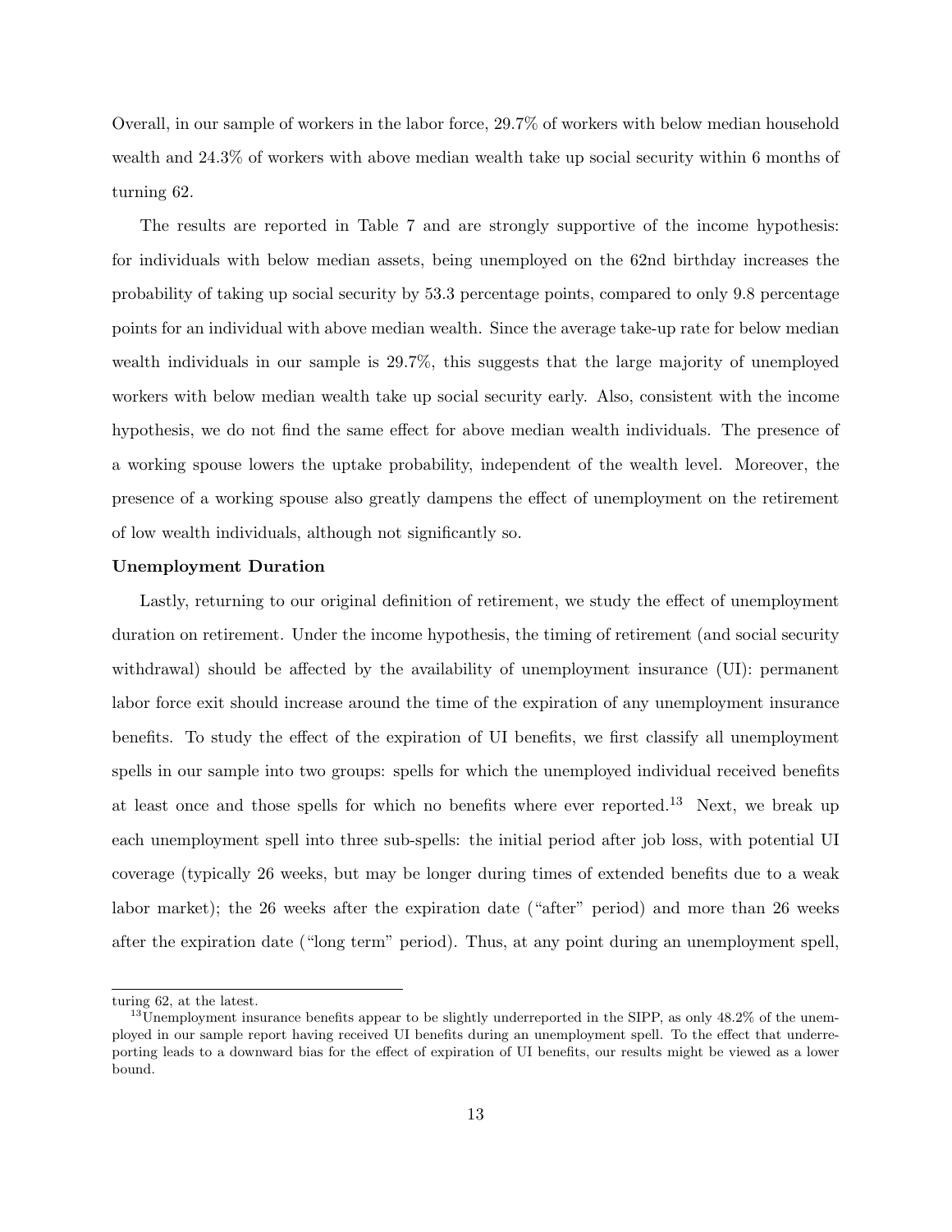Overall, in our sample of workers in the labor force, 29.7% of workers with below median household wealth and 24.3% of workers with above median wealth take up social security within 6 months of turning 62.

The results are reported in Table 7 and are strongly supportive of the income hypothesis: for individuals with below median assets, being unemployed on the 62nd birthday increases the probability of taking up social security by 53.3 percentage points, compared to only 9.8 percentage points for an individual with above median wealth. Since the average take-up rate for below median wealth individuals in our sample is 29.7%, this suggests that the large majority of unemployed workers with below median wealth take up social security early. Also, consistent with the income hypothesis, we do not find the same effect for above median wealth individuals. The presence of a working spouse lowers the uptake probability, independent of the wealth level. Moreover, the presence of a working spouse also greatly dampens the effect of unemployment on the retirement of low wealth individuals, although not significantly so.

**Unemployment Duration**

Lastly, returning to our original definition of retirement, we study the effect of unemployment duration on retirement. Under the income hypothesis, the timing of retirement (and social security withdrawal) should be affected by the availability of unemployment insurance (UI): permanent labor force exit should increase around the time of the expiration of any unemployment insurance benefits. To study the effect of the expiration of UI benefits, we first classify all unemployment spells in our sample into two groups: spells for which the unemployed individual received benefits at least once and those spells for which no benefits where ever reported.[13] Next, we break up each unemployment spell into three sub-spells: the initial period after job loss, with potential UI coverage (typically 26 weeks, but may be longer during times of extended benefits due to a weak labor market); the 26 weeks after the expiration date ("after" period) and more than 26 weeks after the expiration date ("long term" period). Thus, at any point during an unemployment spell,

---

turing 62, at the latest.

[13] Unemployment insurance benefits appear to be slightly underreported in the SIPP, as only 48.2% of the unemployed in our sample report having received UI benefits during an unemployment spell. To the effect that underreporting leads to a downward bias for the effect of expiration of UI benefits, our results might be viewed as a lower bound.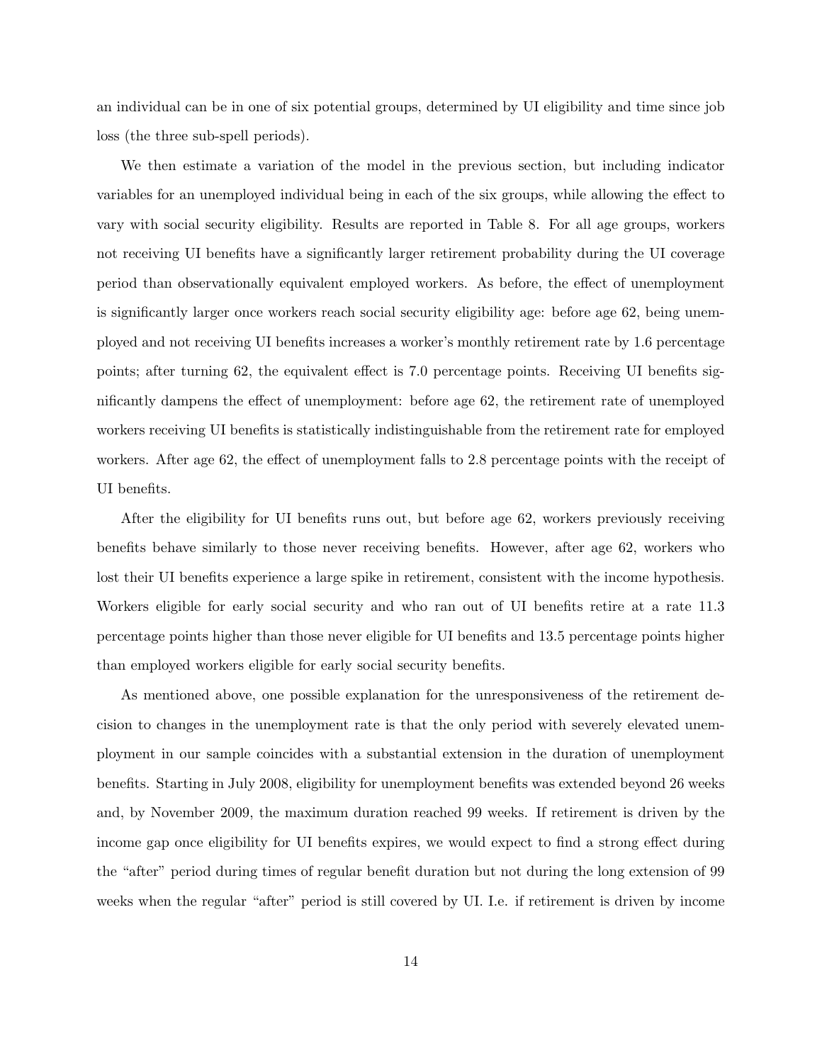an individual can be in one of six potential groups, determined by UI eligibility and time since job loss (the three sub-spell periods).

We then estimate a variation of the model in the previous section, but including indicator variables for an unemployed individual being in each of the six groups, while allowing the effect to vary with social security eligibility. Results are reported in Table 8. For all age groups, workers not receiving UI benefits have a significantly larger retirement probability during the UI coverage period than observationally equivalent employed workers. As before, the effect of unemployment is significantly larger once workers reach social security eligibility age: before age 62, being unemployed and not receiving UI benefits increases a worker's monthly retirement rate by 1.6 percentage points; after turning 62, the equivalent effect is 7.0 percentage points. Receiving UI benefits significantly dampens the effect of unemployment: before age 62, the retirement rate of unemployed workers receiving UI benefits is statistically indistinguishable from the retirement rate for employed workers. After age 62, the effect of unemployment falls to 2.8 percentage points with the receipt of UI benefits.

After the eligibility for UI benefits runs out, but before age 62, workers previously receiving benefits behave similarly to those never receiving benefits. However, after age 62, workers who lost their UI benefits experience a large spike in retirement, consistent with the income hypothesis. Workers eligible for early social security and who ran out of UI benefits retire at a rate 11.3 percentage points higher than those never eligible for UI benefits and 13.5 percentage points higher than employed workers eligible for early social security benefits.

As mentioned above, one possible explanation for the unresponsiveness of the retirement decision to changes in the unemployment rate is that the only period with severely elevated unemployment in our sample coincides with a substantial extension in the duration of unemployment benefits. Starting in July 2008, eligibility for unemployment benefits was extended beyond 26 weeks and, by November 2009, the maximum duration reached 99 weeks. If retirement is driven by the income gap once eligibility for UI benefits expires, we would expect to find a strong effect during the "after" period during times of regular benefit duration but not during the long extension of 99 weeks when the regular "after" period is still covered by UI. I.e. if retirement is driven by income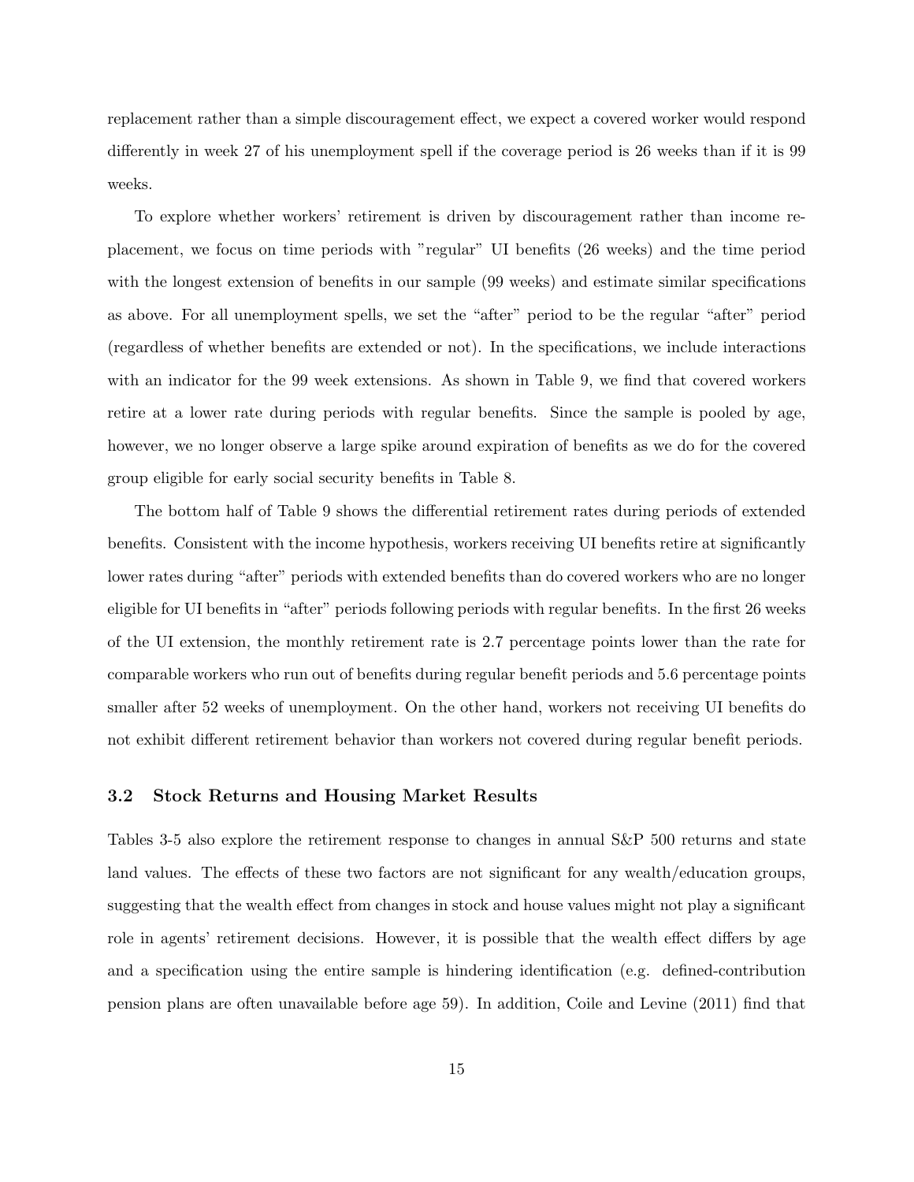replacement rather than a simple discouragement effect, we expect a covered worker would respond differently in week 27 of his unemployment spell if the coverage period is 26 weeks than if it is 99 weeks.

To explore whether workers' retirement is driven by discouragement rather than income replacement, we focus on time periods with "regular" UI benefits (26 weeks) and the time period with the longest extension of benefits in our sample (99 weeks) and estimate similar specifications as above. For all unemployment spells, we set the "after" period to be the regular "after" period (regardless of whether benefits are extended or not). In the specifications, we include interactions with an indicator for the 99 week extensions. As shown in Table 9, we find that covered workers retire at a lower rate during periods with regular benefits. Since the sample is pooled by age, however, we no longer observe a large spike around expiration of benefits as we do for the covered group eligible for early social security benefits in Table 8.

The bottom half of Table 9 shows the differential retirement rates during periods of extended benefits. Consistent with the income hypothesis, workers receiving UI benefits retire at significantly lower rates during "after" periods with extended benefits than do covered workers who are no longer eligible for UI benefits in "after" periods following periods with regular benefits. In the first 26 weeks of the UI extension, the monthly retirement rate is 2.7 percentage points lower than the rate for comparable workers who run out of benefits during regular benefit periods and 5.6 percentage points smaller after 52 weeks of unemployment. On the other hand, workers not receiving UI benefits do not exhibit different retirement behavior than workers not covered during regular benefit periods.

### 3.2 Stock Returns and Housing Market Results

Tables 3-5 also explore the retirement response to changes in annual S&P 500 returns and state land values. The effects of these two factors are not significant for any wealth/education groups, suggesting that the wealth effect from changes in stock and house values might not play a significant role in agents' retirement decisions. However, it is possible that the wealth effect differs by age and a specification using the entire sample is hindering identification (e.g. defined-contribution pension plans are often unavailable before age 59). In addition, Coile and Levine (2011) find that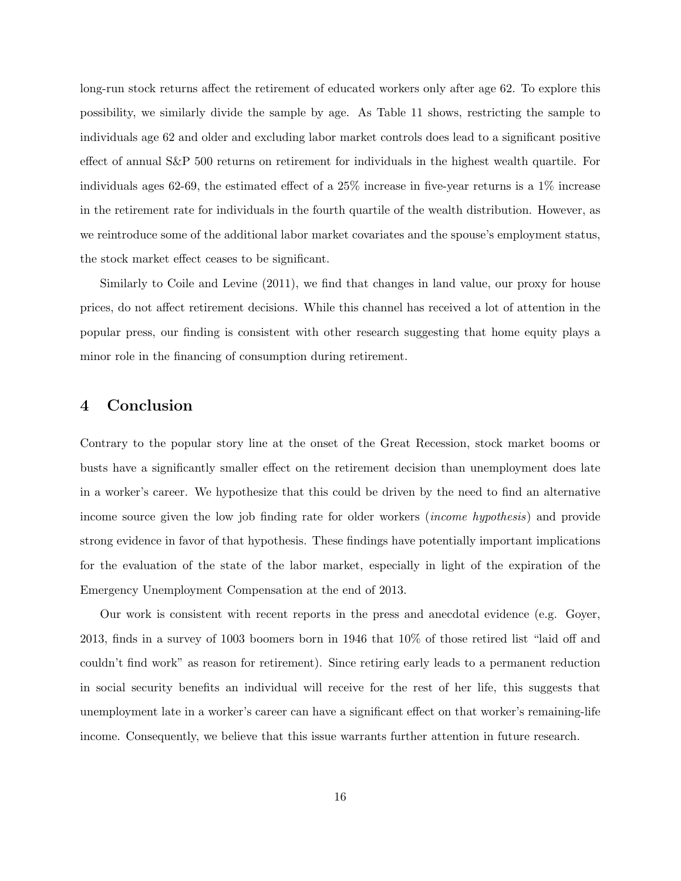long-run stock returns affect the retirement of educated workers only after age 62. To explore this possibility, we similarly divide the sample by age. As Table 11 shows, restricting the sample to individuals age 62 and older and excluding labor market controls does lead to a significant positive effect of annual S&P 500 returns on retirement for individuals in the highest wealth quartile. For individuals ages 62-69, the estimated effect of a 25% increase in five-year returns is a 1% increase in the retirement rate for individuals in the fourth quartile of the wealth distribution. However, as we reintroduce some of the additional labor market covariates and the spouse's employment status, the stock market effect ceases to be significant.

Similarly to Coile and Levine (2011), we find that changes in land value, our proxy for house prices, do not affect retirement decisions. While this channel has received a lot of attention in the popular press, our finding is consistent with other research suggesting that home equity plays a minor role in the financing of consumption during retirement.

## 4 Conclusion

Contrary to the popular story line at the onset of the Great Recession, stock market booms or busts have a significantly smaller effect on the retirement decision than unemployment does late in a worker's career. We hypothesize that this could be driven by the need to find an alternative income source given the low job finding rate for older workers (*income hypothesis*) and provide strong evidence in favor of that hypothesis. These findings have potentially important implications for the evaluation of the state of the labor market, especially in light of the expiration of the Emergency Unemployment Compensation at the end of 2013.

Our work is consistent with recent reports in the press and anecdotal evidence (e.g. Goyer, 2013, finds in a survey of 1003 boomers born in 1946 that 10% of those retired list "laid off and couldn't find work" as reason for retirement). Since retiring early leads to a permanent reduction in social security benefits an individual will receive for the rest of her life, this suggests that unemployment late in a worker's career can have a significant effect on that worker's remaining-life income. Consequently, we believe that this issue warrants further attention in future research.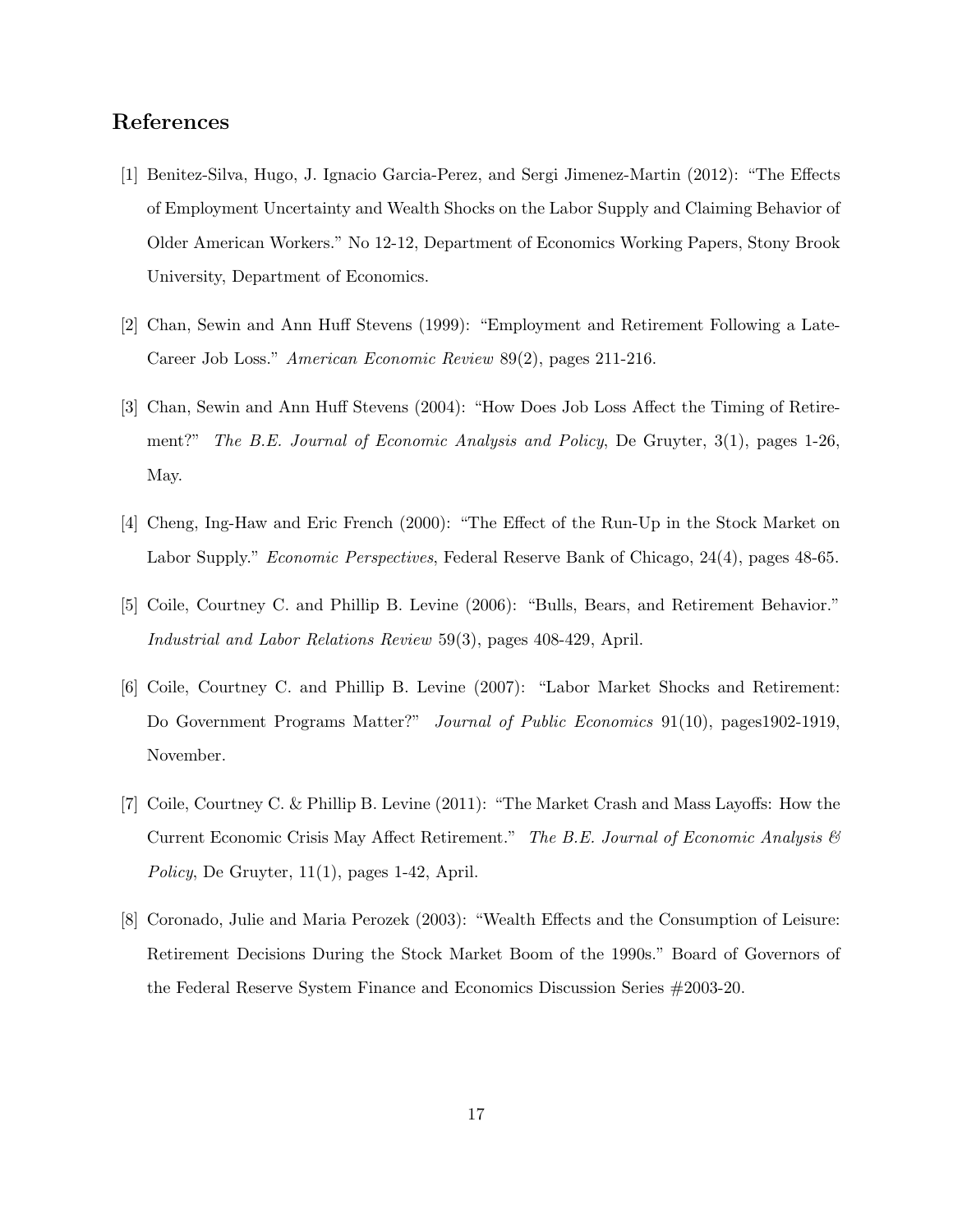## References

[1] Benitez-Silva, Hugo, J. Ignacio Garcia-Perez, and Sergi Jimenez-Martin (2012): "The Effects of Employment Uncertainty and Wealth Shocks on the Labor Supply and Claiming Behavior of Older American Workers." No 12-12, Department of Economics Working Papers, Stony Brook University, Department of Economics.

[2] Chan, Sewin and Ann Huff Stevens (1999): "Employment and Retirement Following a Late-Career Job Loss." *American Economic Review* 89(2), pages 211-216.

[3] Chan, Sewin and Ann Huff Stevens (2004): "How Does Job Loss Affect the Timing of Retirement?" *The B.E. Journal of Economic Analysis and Policy*, De Gruyter, 3(1), pages 1-26, May.

[4] Cheng, Ing-Haw and Eric French (2000): "The Effect of the Run-Up in the Stock Market on Labor Supply." *Economic Perspectives*, Federal Reserve Bank of Chicago, 24(4), pages 48-65.

[5] Coile, Courtney C. and Phillip B. Levine (2006): "Bulls, Bears, and Retirement Behavior." *Industrial and Labor Relations Review* 59(3), pages 408-429, April.

[6] Coile, Courtney C. and Phillip B. Levine (2007): "Labor Market Shocks and Retirement: Do Government Programs Matter?" *Journal of Public Economics* 91(10), pages1902-1919, November.

[7] Coile, Courtney C. & Phillip B. Levine (2011): "The Market Crash and Mass Layoffs: How the Current Economic Crisis May Affect Retirement." *The B.E. Journal of Economic Analysis & Policy*, De Gruyter, 11(1), pages 1-42, April.

[8] Coronado, Julie and Maria Perozek (2003): "Wealth Effects and the Consumption of Leisure: Retirement Decisions During the Stock Market Boom of the 1990s." Board of Governors of the Federal Reserve System Finance and Economics Discussion Series #2003-20.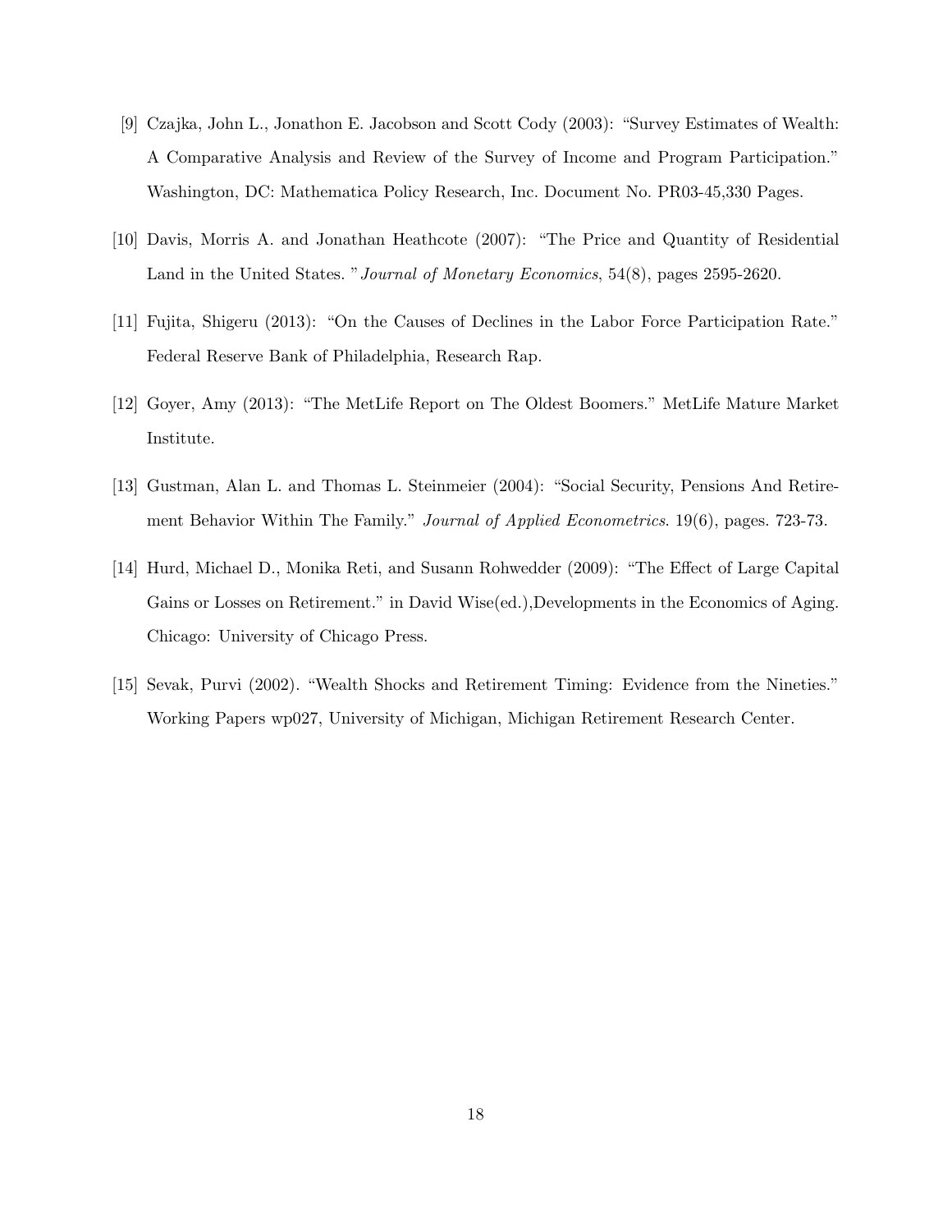[9] Czajka, John L., Jonathon E. Jacobson and Scott Cody (2003): "Survey Estimates of Wealth: A Comparative Analysis and Review of the Survey of Income and Program Participation." Washington, DC: Mathematica Policy Research, Inc. Document No. PR03-45,330 Pages.

[10] Davis, Morris A. and Jonathan Heathcote (2007): "The Price and Quantity of Residential Land in the United States. "*Journal of Monetary Economics*, 54(8), pages 2595-2620.

[11] Fujita, Shigeru (2013): "On the Causes of Declines in the Labor Force Participation Rate." Federal Reserve Bank of Philadelphia, Research Rap.

[12] Goyer, Amy (2013): "The MetLife Report on The Oldest Boomers." MetLife Mature Market Institute.

[13] Gustman, Alan L. and Thomas L. Steinmeier (2004): "Social Security, Pensions And Retirement Behavior Within The Family." *Journal of Applied Econometrics.* 19(6), pages. 723-73.

[14] Hurd, Michael D., Monika Reti, and Susann Rohwedder (2009): "The Effect of Large Capital Gains or Losses on Retirement." in David Wise(ed.),Developments in the Economics of Aging. Chicago: University of Chicago Press.

[15] Sevak, Purvi (2002). "Wealth Shocks and Retirement Timing: Evidence from the Nineties." Working Papers wp027, University of Michigan, Michigan Retirement Research Center.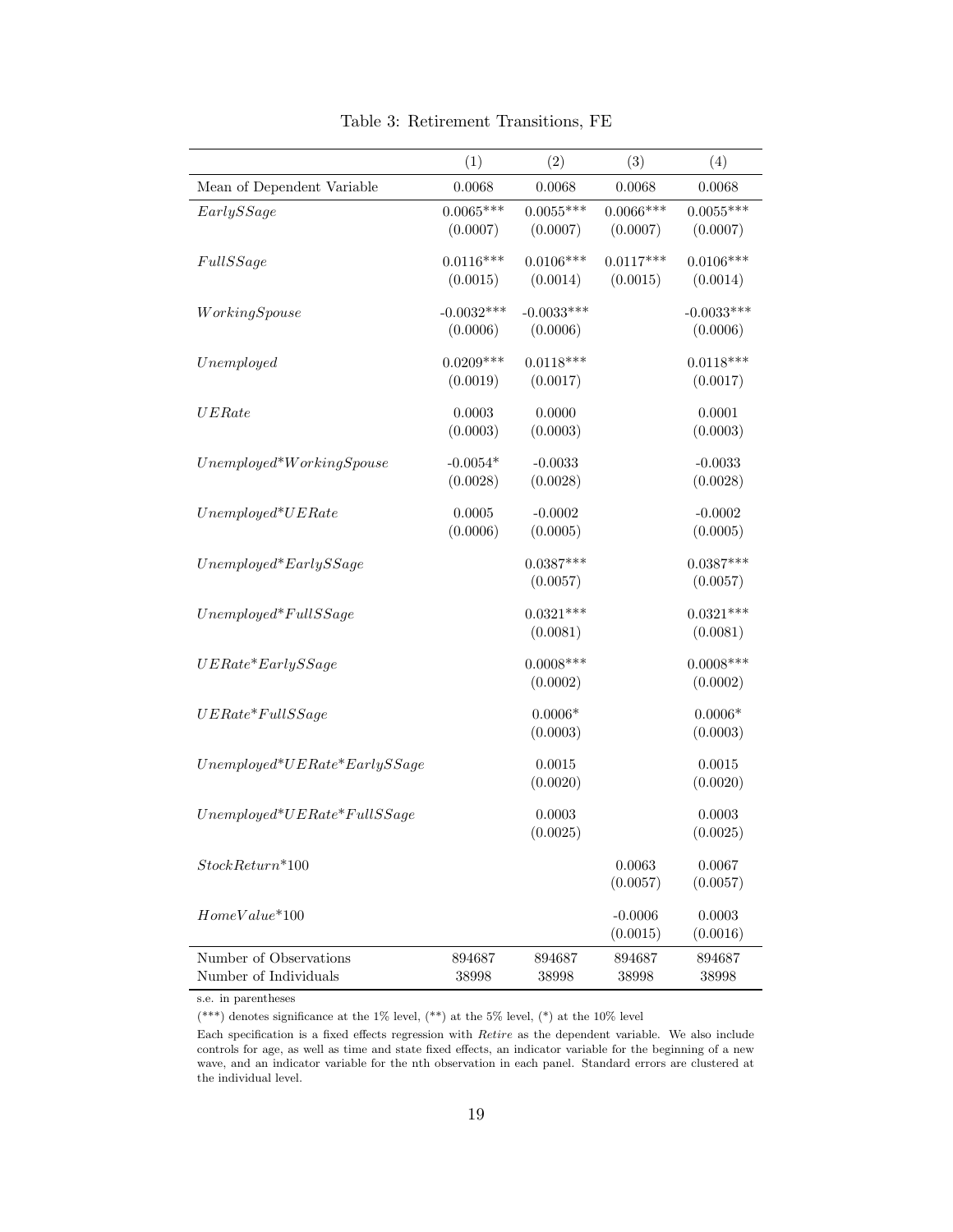Table 3: Retirement Transitions, FE

| | (1) | (2) | (3) | (4) |
|---|---|---|---|---|
| Mean of Dependent Variable | 0.0068 | 0.0068 | 0.0068 | 0.0068 |
| *EarlySSage* | 0.0065*** | 0.0055*** | 0.0066*** | 0.0055*** |
| | (0.0007) | (0.0007) | (0.0007) | (0.0007) |
| *FullSSage* | 0.0116*** | 0.0106*** | 0.0117*** | 0.0106*** |
| | (0.0015) | (0.0014) | (0.0015) | (0.0014) |
| *WorkingSpouse* | -0.0032*** | -0.0033*** | | -0.0033*** |
| | (0.0006) | (0.0006) | | (0.0006) |
| *Unemployed* | 0.0209*** | 0.0118*** | | 0.0118*** |
| | (0.0019) | (0.0017) | | (0.0017) |
| *UERate* | 0.0003 | 0.0000 | | 0.0001 |
| | (0.0003) | (0.0003) | | (0.0003) |
| *Unemployed*\**WorkingSpouse* | -0.0054* | -0.0033 | | -0.0033 |
| | (0.0028) | (0.0028) | | (0.0028) |
| *Unemployed*\**UERate* | 0.0005 | -0.0002 | | -0.0002 |
| | (0.0006) | (0.0005) | | (0.0005) |
| *Unemployed*\**EarlySSage* | | 0.0387*** | | 0.0387*** |
| | | (0.0057) | | (0.0057) |
| *Unemployed*\**FullSSage* | | 0.0321*** | | 0.0321*** |
| | | (0.0081) | | (0.0081) |
| *UERate*\**EarlySSage* | | 0.0008*** | | 0.0008*** |
| | | (0.0002) | | (0.0002) |
| *UERate*\**FullSSage* | | 0.0006* | | 0.0006* |
| | | (0.0003) | | (0.0003) |
| *Unemployed*\**UERate*\**EarlySSage* | | 0.0015 | | 0.0015 |
| | | (0.0020) | | (0.0020) |
| *Unemployed*\**UERate*\**FullSSage* | | 0.0003 | | 0.0003 |
| | | (0.0025) | | (0.0025) |
| *StockReturn*\*100 | | | 0.0063 | 0.0067 |
| | | | (0.0057) | (0.0057) |
| *HomeValue*\*100 | | | -0.0006 | 0.0003 |
| | | | (0.0015) | (0.0016) |
| Number of Observations | 894687 | 894687 | 894687 | 894687 |
| Number of Individuals | 38998 | 38998 | 38998 | 38998 |

s.e. in parentheses

(***) denotes significance at the 1% level, (**) at the 5% level, (*) at the 10% level

Each specification is a fixed effects regression with *Retire* as the dependent variable. We also include controls for age, as well as time and state fixed effects, an indicator variable for the beginning of a new wave, and an indicator variable for the nth observation in each panel. Standard errors are clustered at the individual level.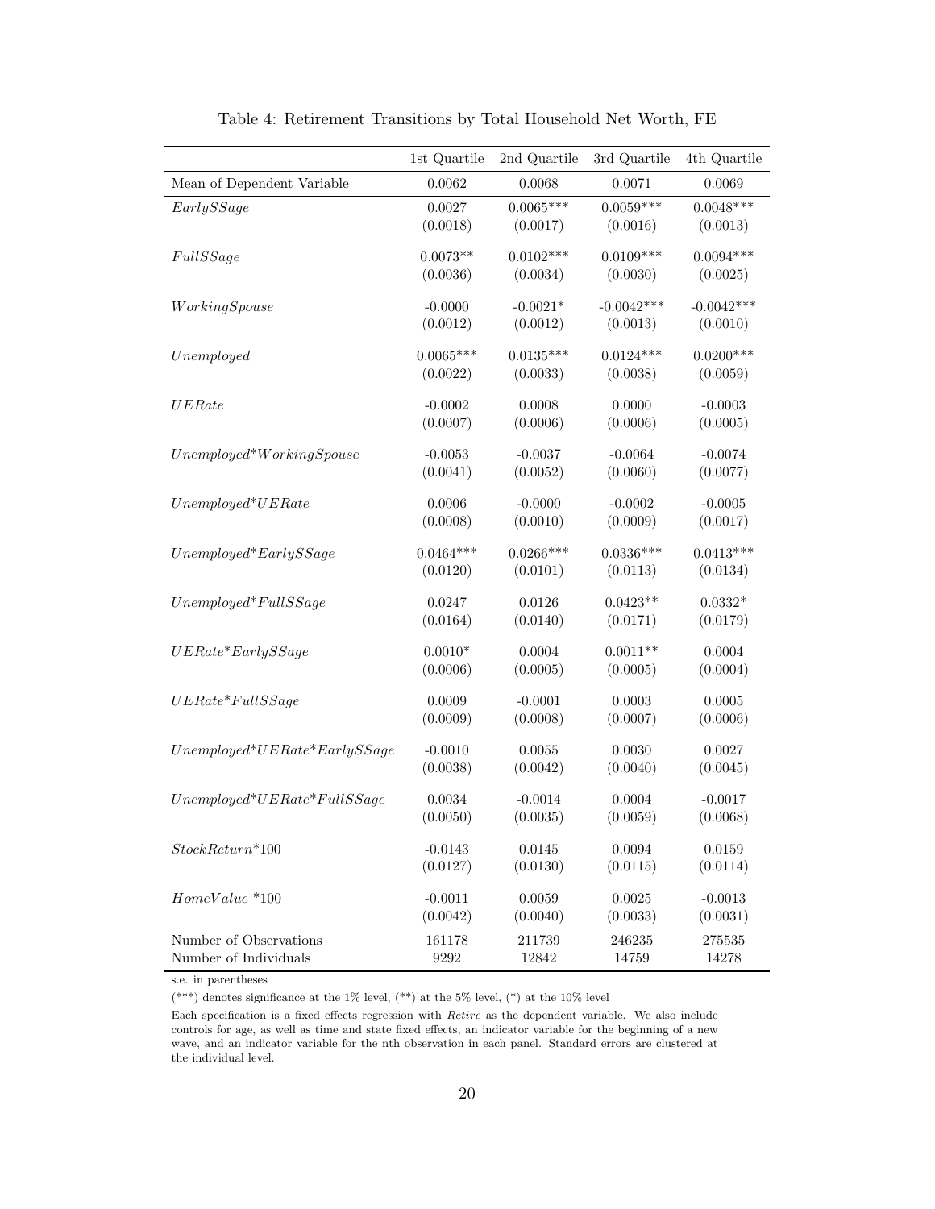Table 4: Retirement Transitions by Total Household Net Worth, FE

| | 1st Quartile | 2nd Quartile | 3rd Quartile | 4th Quartile |
|---|---|---|---|---|
| Mean of Dependent Variable | 0.0062 | 0.0068 | 0.0071 | 0.0069 |
| *EarlySSage* | 0.0027 | 0.0065*** | 0.0059*** | 0.0048*** |
| | (0.0018) | (0.0017) | (0.0016) | (0.0013) |
| *FullSSage* | 0.0073** | 0.0102*** | 0.0109*** | 0.0094*** |
| | (0.0036) | (0.0034) | (0.0030) | (0.0025) |
| *WorkingSpouse* | -0.0000 | -0.0021* | -0.0042*** | -0.0042*** |
| | (0.0012) | (0.0012) | (0.0013) | (0.0010) |
| *Unemployed* | 0.0065*** | 0.0135*** | 0.0124*** | 0.0200*** |
| | (0.0022) | (0.0033) | (0.0038) | (0.0059) |
| *UERate* | -0.0002 | 0.0008 | 0.0000 | -0.0003 |
| | (0.0007) | (0.0006) | (0.0006) | (0.0005) |
| *Unemployed*WorkingSpouse* | -0.0053 | -0.0037 | -0.0064 | -0.0074 |
| | (0.0041) | (0.0052) | (0.0060) | (0.0077) |
| *Unemployed*UERate* | 0.0006 | -0.0000 | -0.0002 | -0.0005 |
| | (0.0008) | (0.0010) | (0.0009) | (0.0017) |
| *Unemployed*EarlySSage* | 0.0464*** | 0.0266*** | 0.0336*** | 0.0413*** |
| | (0.0120) | (0.0101) | (0.0113) | (0.0134) |
| *Unemployed*FullSSage* | 0.0247 | 0.0126 | 0.0423** | 0.0332* |
| | (0.0164) | (0.0140) | (0.0171) | (0.0179) |
| *UERate*EarlySSage* | 0.0010* | 0.0004 | 0.0011** | 0.0004 |
| | (0.0006) | (0.0005) | (0.0005) | (0.0004) |
| *UERate*FullSSage* | 0.0009 | -0.0001 | 0.0003 | 0.0005 |
| | (0.0009) | (0.0008) | (0.0007) | (0.0006) |
| *Unemployed*UERate*EarlySSage* | -0.0010 | 0.0055 | 0.0030 | 0.0027 |
| | (0.0038) | (0.0042) | (0.0040) | (0.0045) |
| *Unemployed*UERate*FullSSage* | 0.0034 | -0.0014 | 0.0004 | -0.0017 |
| | (0.0050) | (0.0035) | (0.0059) | (0.0068) |
| *StockReturn*100* | -0.0143 | 0.0145 | 0.0094 | 0.0159 |
| | (0.0127) | (0.0130) | (0.0115) | (0.0114) |
| *HomeValue*100* | -0.0011 | 0.0059 | 0.0025 | -0.0013 |
| | (0.0042) | (0.0040) | (0.0033) | (0.0031) |
| Number of Observations | 161178 | 211739 | 246235 | 275535 |
| Number of Individuals | 9292 | 12842 | 14759 | 14278 |

s.e. in parentheses

(***) denotes significance at the 1% level, (**) at the 5% level, (*) at the 10% level

Each specification is a fixed effects regression with *Retire* as the dependent variable. We also include controls for age, as well as time and state fixed effects, an indicator variable for the beginning of a new wave, and an indicator variable for the nth observation in each panel. Standard errors are clustered at the individual level.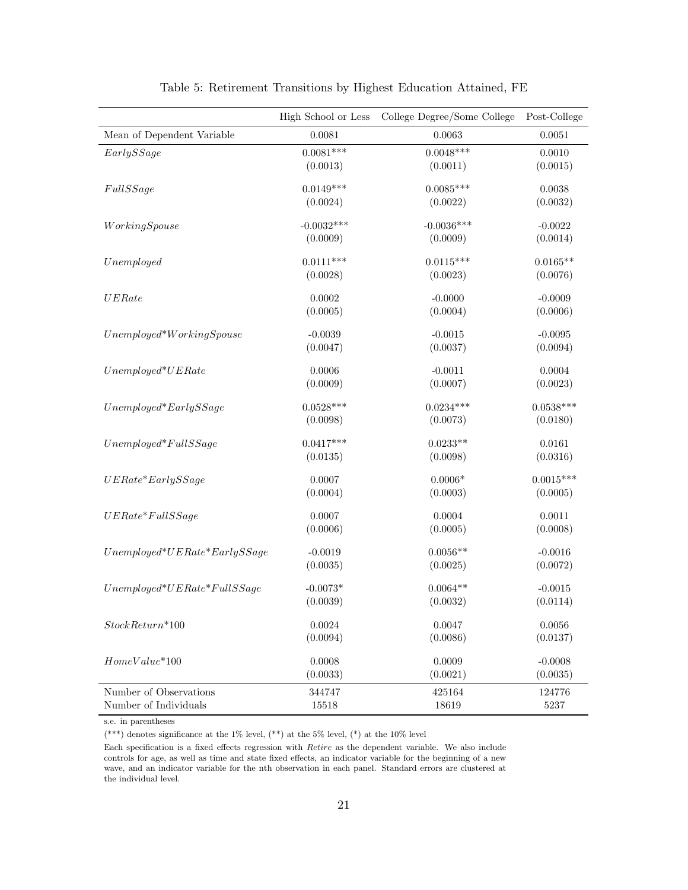Table 5: Retirement Transitions by Highest Education Attained, FE

| | High School or Less | College Degree/Some College | Post-College |
|---|---|---|---|
| Mean of Dependent Variable | 0.0081 | 0.0063 | 0.0051 |
| *EarlySSage* | 0.0081*** | 0.0048*** | 0.0010 |
| | (0.0013) | (0.0011) | (0.0015) |
| *FullSSage* | 0.0149*** | 0.0085*** | 0.0038 |
| | (0.0024) | (0.0022) | (0.0032) |
| *WorkingSpouse* | -0.0032*** | -0.0036*** | -0.0022 |
| | (0.0009) | (0.0009) | (0.0014) |
| *Unemployed* | 0.0111*** | 0.0115*** | 0.0165** |
| | (0.0028) | (0.0023) | (0.0076) |
| *UERate* | 0.0002 | -0.0000 | -0.0009 |
| | (0.0005) | (0.0004) | (0.0006) |
| *Unemployed*WorkingSpouse* | -0.0039 | -0.0015 | -0.0095 |
| | (0.0047) | (0.0037) | (0.0094) |
| *Unemployed*UERate* | 0.0006 | -0.0011 | 0.0004 |
| | (0.0009) | (0.0007) | (0.0023) |
| *Unemployed*EarlySSage* | 0.0528*** | 0.0234*** | 0.0538*** |
| | (0.0098) | (0.0073) | (0.0180) |
| *Unemployed*FullSSage* | 0.0417*** | 0.0233** | 0.0161 |
| | (0.0135) | (0.0098) | (0.0316) |
| *UERate*EarlySSage* | 0.0007 | 0.0006* | 0.0015*** |
| | (0.0004) | (0.0003) | (0.0005) |
| *UERate*FullSSage* | 0.0007 | 0.0004 | 0.0011 |
| | (0.0006) | (0.0005) | (0.0008) |
| *Unemployed*UERate*EarlySSage* | -0.0019 | 0.0056** | -0.0016 |
| | (0.0035) | (0.0025) | (0.0072) |
| *Unemployed*UERate*FullSSage* | -0.0073* | 0.0064** | -0.0015 |
| | (0.0039) | (0.0032) | (0.0114) |
| *StockReturn*100* | 0.0024 | 0.0047 | 0.0056 |
| | (0.0094) | (0.0086) | (0.0137) |
| *HomeValue*100* | 0.0008 | 0.0009 | -0.0008 |
| | (0.0033) | (0.0021) | (0.0035) |
| Number of Observations | 344747 | 425164 | 124776 |
| Number of Individuals | 15518 | 18619 | 5237 |

s.e. in parentheses

(***) denotes significance at the 1% level, (**) at the 5% level, (*) at the 10% level

Each specification is a fixed effects regression with *Retire* as the dependent variable. We also include controls for age, as well as time and state fixed effects, an indicator variable for the beginning of a new wave, and an indicator variable for the nth observation in each panel. Standard errors are clustered at the individual level.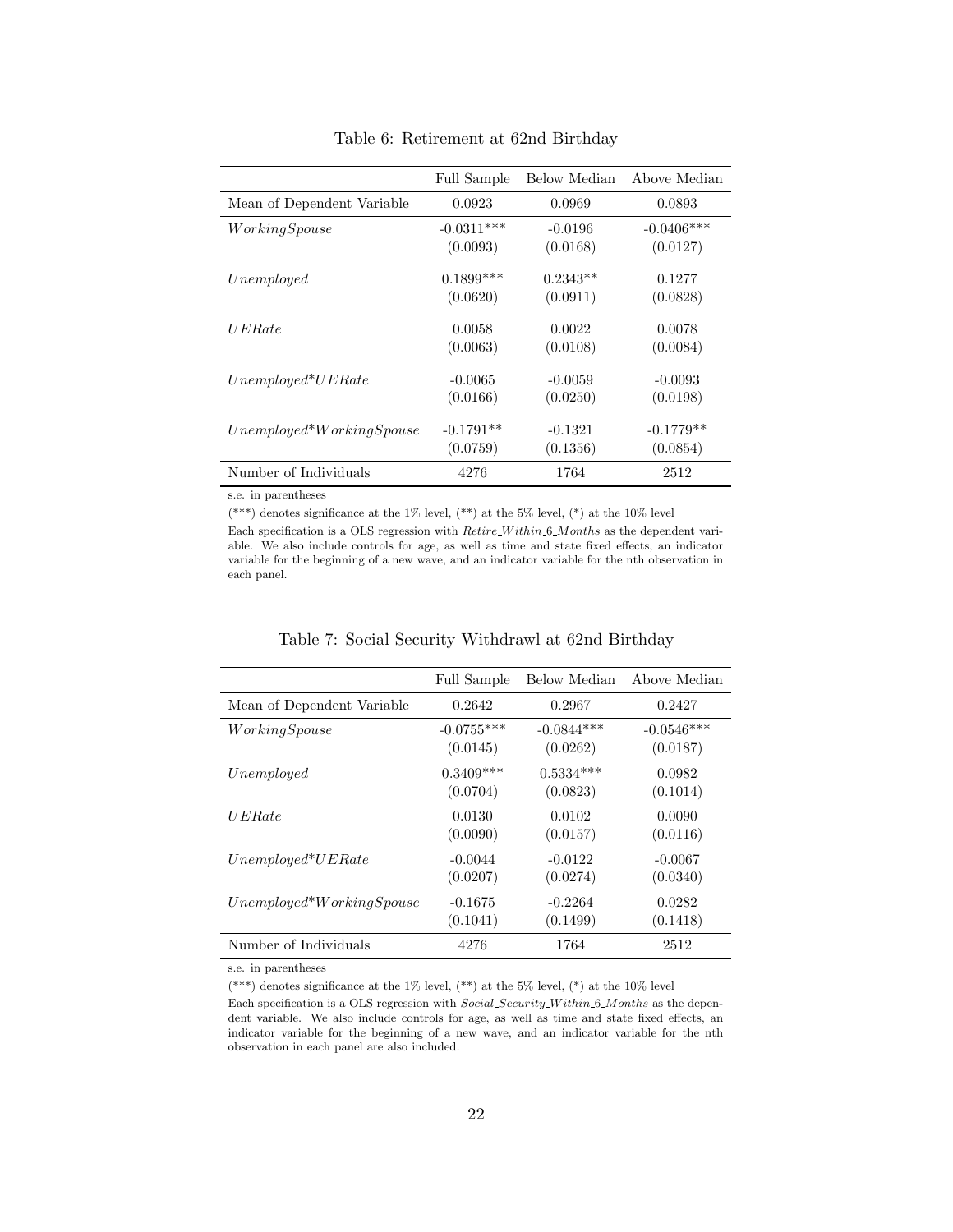Table 6: Retirement at 62nd Birthday

| | Full Sample | Below Median | Above Median |
|---|---|---|---|
| Mean of Dependent Variable | 0.0923 | 0.0969 | 0.0893 |
| *WorkingSpouse* | -0.0311*** | -0.0196 | -0.0406*** |
| | (0.0093) | (0.0168) | (0.0127) |
| *Unemployed* | 0.1899*** | 0.2343** | 0.1277 |
| | (0.0620) | (0.0911) | (0.0828) |
| *UERate* | 0.0058 | 0.0022 | 0.0078 |
| | (0.0063) | (0.0108) | (0.0084) |
| *Unemployed*\*UERate* | -0.0065 | -0.0059 | -0.0093 |
| | (0.0166) | (0.0250) | (0.0198) |
| *Unemployed*\*WorkingSpouse* | -0.1791** | -0.1321 | -0.1779** |
| | (0.0759) | (0.1356) | (0.0854) |
| Number of Individuals | 4276 | 1764 | 2512 |

s.e. in parentheses

(***) denotes significance at the 1% level, (**) at the 5% level, (*) at the 10% level

Each specification is a OLS regression with *Retire_Within_6_Months* as the dependent variable. We also include controls for age, as well as time and state fixed effects, an indicator variable for the beginning of a new wave, and an indicator variable for the nth observation in each panel.

Table 7: Social Security Withdrawl at 62nd Birthday

| | Full Sample | Below Median | Above Median |
|---|---|---|---|
| Mean of Dependent Variable | 0.2642 | 0.2967 | 0.2427 |
| *WorkingSpouse* | -0.0755*** | -0.0844*** | -0.0546*** |
| | (0.0145) | (0.0262) | (0.0187) |
| *Unemployed* | 0.3409*** | 0.5334*** | 0.0982 |
| | (0.0704) | (0.0823) | (0.1014) |
| *UERate* | 0.0130 | 0.0102 | 0.0090 |
| | (0.0090) | (0.0157) | (0.0116) |
| *Unemployed*\*UERate* | -0.0044 | -0.0122 | -0.0067 |
| | (0.0207) | (0.0274) | (0.0340) |
| *Unemployed*\*WorkingSpouse* | -0.1675 | -0.2264 | 0.0282 |
| | (0.1041) | (0.1499) | (0.1418) |
| Number of Individuals | 4276 | 1764 | 2512 |

s.e. in parentheses

(***) denotes significance at the 1% level, (**) at the 5% level, (*) at the 10% level

Each specification is a OLS regression with *Social_Security_Within_6_Months* as the dependent variable. We also include controls for age, as well as time and state fixed effects, an indicator variable for the beginning of a new wave, and an indicator variable for the nth observation in each panel are also included.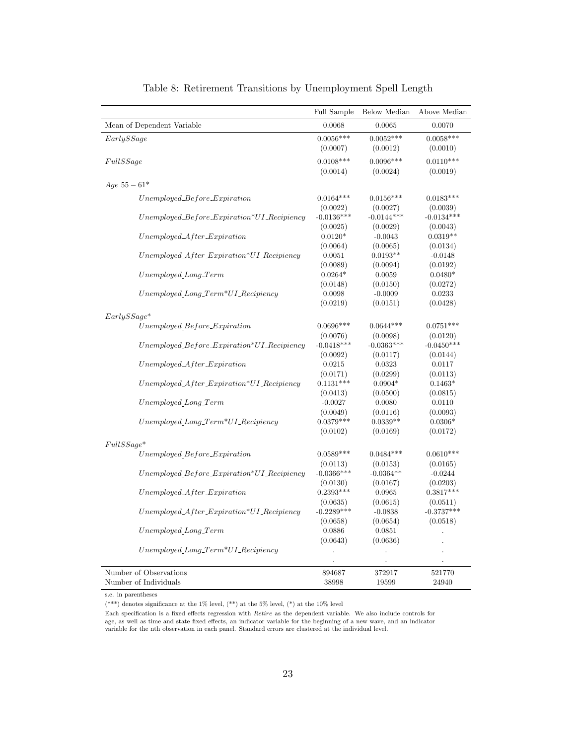Table 8: Retirement Transitions by Unemployment Spell Length

| | Full Sample | Below Median | Above Median |
|---|---|---|---|
| Mean of Dependent Variable | 0.0068 | 0.0065 | 0.0070 |
| *EarlySSage* | 0.0056*** | 0.0052*** | 0.0058*** |
| | (0.0007) | (0.0012) | (0.0010) |
| *FullSSage* | 0.0108*** | 0.0096*** | 0.0110*** |
| | (0.0014) | (0.0024) | (0.0019) |
| *Age_55 − 61** | | | |
| *Unemployed_Before_Expiration* | 0.0164*** | 0.0156*** | 0.0183*** |
| | (0.0022) | (0.0027) | (0.0039) |
| *Unemployed_Before_Expiration*UI_Recipiency* | -0.0136*** | -0.0144*** | -0.0134*** |
| | (0.0025) | (0.0029) | (0.0043) |
| *Unemployed_After_Expiration* | 0.0120* | -0.0043 | 0.0319** |
| | (0.0064) | (0.0065) | (0.0134) |
| *Unemployed_After_Expiration*UI_Recipiency* | 0.0051 | 0.0193** | -0.0148 |
| | (0.0089) | (0.0094) | (0.0192) |
| *Unemployed_Long_Term* | 0.0264* | 0.0059 | 0.0480* |
| | (0.0148) | (0.0150) | (0.0272) |
| *Unemployed_Long_Term*UI_Recipiency* | 0.0098 | -0.0009 | 0.0233 |
| | (0.0219) | (0.0151) | (0.0428) |
| *EarlySSage** | | | |
| *Unemployed_Before_Expiration* | 0.0696*** | 0.0644*** | 0.0751*** |
| | (0.0076) | (0.0098) | (0.0120) |
| *Unemployed_Before_Expiration*UI_Recipiency* | -0.0418*** | -0.0363*** | -0.0450*** |
| | (0.0092) | (0.0117) | (0.0144) |
| *Unemployed_After_Expiration* | 0.0215 | 0.0323 | 0.0117 |
| | (0.0171) | (0.0299) | (0.0113) |
| *Unemployed_After_Expiration*UI_Recipiency* | 0.1131*** | 0.0904* | 0.1463* |
| | (0.0413) | (0.0500) | (0.0815) |
| *Unemployed_Long_Term* | -0.0027 | 0.0080 | 0.0110 |
| | (0.0049) | (0.0116) | (0.0093) |
| *Unemployed_Long_Term*UI_Recipiency* | 0.0379*** | 0.0339** | 0.0306* |
| | (0.0102) | (0.0169) | (0.0172) |
| *FullSSage** | | | |
| *Unemployed_Before_Expiration* | 0.0589*** | 0.0484*** | 0.0610*** |
| | (0.0113) | (0.0153) | (0.0165) |
| *Unemployed_Before_Expiration*UI_Recipiency* | -0.0366*** | -0.0364** | -0.0244 |
| | (0.0130) | (0.0167) | (0.0203) |
| *Unemployed_After_Expiration* | 0.2393*** | 0.0965 | 0.3817*** |
| | (0.0635) | (0.0615) | (0.0511) |
| *Unemployed_After_Expiration*UI_Recipiency* | -0.2289*** | -0.0838 | -0.3737*** |
| | (0.0658) | (0.0654) | (0.0518) |
| *Unemployed_Long_Term* | 0.0886 | 0.0851 | . |
| | (0.0643) | (0.0636) | . |
| *Unemployed_Long_Term*UI_Recipiency* | . | . | . |
| | . | . | . |
| Number of Observations | 894687 | 372917 | 521770 |
| Number of Individuals | 38998 | 19599 | 24940 |

s.e. in parentheses

(***) denotes significance at the 1% level, (**) at the 5% level, (*) at the 10% level

Each specification is a fixed effects regression with *Retire* as the dependent variable. We also include controls for age, as well as time and state fixed effects, an indicator variable for the beginning of a new wave, and an indicator variable for the nth observation in each panel. Standard errors are clustered at the individual level.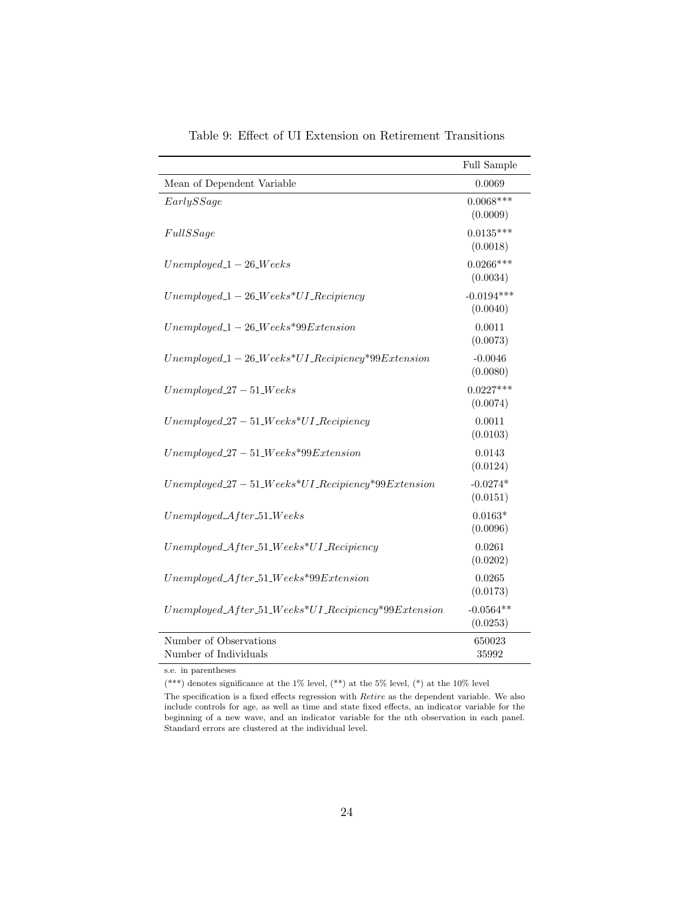Table 9: Effect of UI Extension on Retirement Transitions

| | Full Sample |
|---|---|
| Mean of Dependent Variable | 0.0069 |
| *EarlySSage* | 0.0068*** |
| | (0.0009) |
| *FullSSage* | 0.0135*** |
| | (0.0018) |
| $Unemployed\_1-26\_Weeks$ | 0.0266*** |
| | (0.0034) |
| $Unemployed\_1-26\_Weeks$*$UI\_Recipiency$ | -0.0194*** |
| | (0.0040) |
| $Unemployed\_1-26\_Weeks$*$99Extension$ | 0.0011 |
| | (0.0073) |
| $Unemployed\_1-26\_Weeks$*$UI\_Recipiency$*$99Extension$ | -0.0046 |
| | (0.0080) |
| $Unemployed\_27-51\_Weeks$ | 0.0227*** |
| | (0.0074) |
| $Unemployed\_27-51\_Weeks$*$UI\_Recipiency$ | 0.0011 |
| | (0.0103) |
| $Unemployed\_27-51\_Weeks$*$99Extension$ | 0.0143 |
| | (0.0124) |
| $Unemployed\_27-51\_Weeks$*$UI\_Recipiency$*$99Extension$ | -0.0274* |
| | (0.0151) |
| $Unemployed\_After\_51\_Weeks$ | 0.0163* |
| | (0.0096) |
| $Unemployed\_After\_51\_Weeks$*$UI\_Recipiency$ | 0.0261 |
| | (0.0202) |
| $Unemployed\_After\_51\_Weeks$*$99Extension$ | 0.0265 |
| | (0.0173) |
| $Unemployed\_After\_51\_Weeks$*$UI\_Recipiency$*$99Extension$ | -0.0564** |
| | (0.0253) |
| Number of Observations | 650023 |
| Number of Individuals | 35992 |

s.e. in parentheses

(***) denotes significance at the 1% level, (**) at the 5% level, (*) at the 10% level

The specification is a fixed effects regression with *Retire* as the dependent variable. We also include controls for age, as well as time and state fixed effects, an indicator variable for the beginning of a new wave, and an indicator variable for the nth observation in each panel. Standard errors are clustered at the individual level.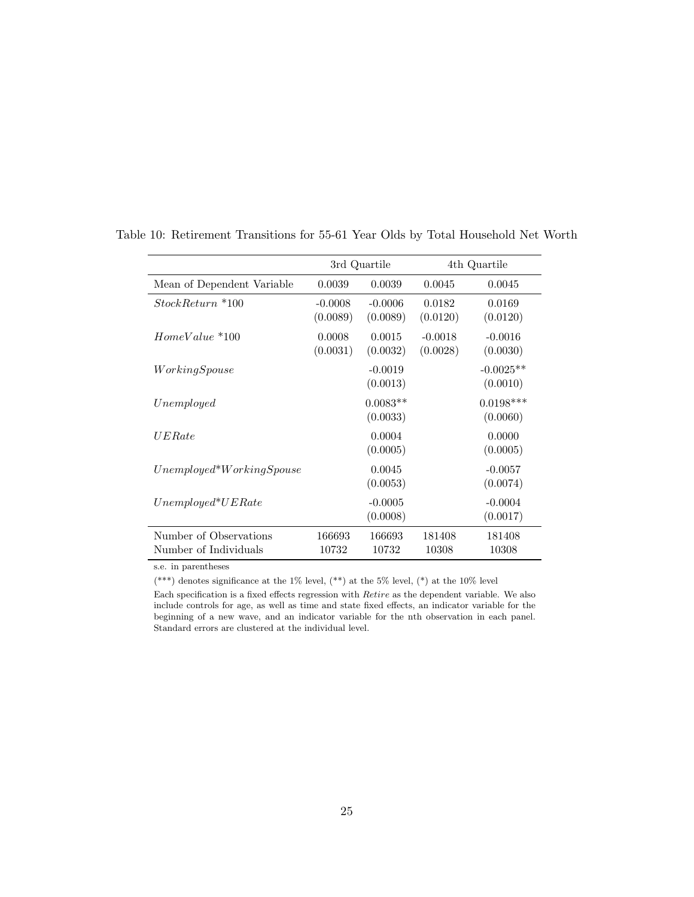Table 10: Retirement Transitions for 55-61 Year Olds by Total Household Net Worth

| | 3rd Quartile | | 4th Quartile | |
|---|---|---|---|---|
| Mean of Dependent Variable | 0.0039 | 0.0039 | 0.0045 | 0.0045 |
| *StockReturn* *100 | -0.0008<br>(0.0089) | -0.0006<br>(0.0089) | 0.0182<br>(0.0120) | 0.0169<br>(0.0120) |
| *HomeValue* *100 | 0.0008<br>(0.0031) | 0.0015<br>(0.0032) | -0.0018<br>(0.0028) | -0.0016<br>(0.0030) |
| *WorkingSpouse* | | -0.0019<br>(0.0013) | | -0.0025**<br>(0.0010) |
| *Unemployed* | | 0.0083**<br>(0.0033) | | 0.0198***<br>(0.0060) |
| *UERate* | | 0.0004<br>(0.0005) | | 0.0000<br>(0.0005) |
| *Unemployed*\**WorkingSpouse* | | 0.0045<br>(0.0053) | | -0.0057<br>(0.0074) |
| *Unemployed*\**UERate* | | -0.0005<br>(0.0008) | | -0.0004<br>(0.0017) |
| Number of Observations | 166693 | 166693 | 181408 | 181408 |
| Number of Individuals | 10732 | 10732 | 10308 | 10308 |

s.e. in parentheses

(***) denotes significance at the 1% level, (**) at the 5% level, (*) at the 10% level

Each specification is a fixed effects regression with *Retire* as the dependent variable. We also include controls for age, as well as time and state fixed effects, an indicator variable for the beginning of a new wave, and an indicator variable for the nth observation in each panel. Standard errors are clustered at the individual level.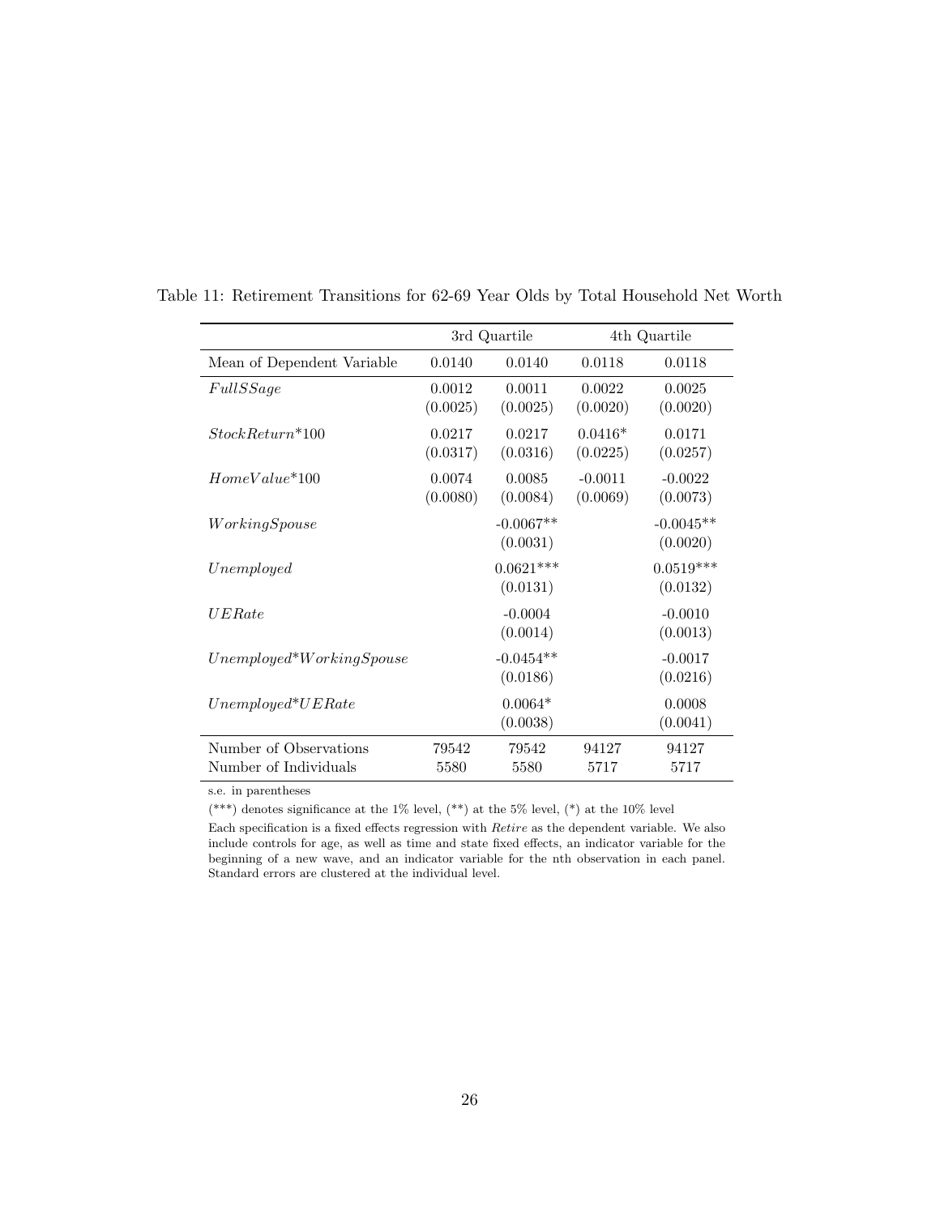Table 11: Retirement Transitions for 62-69 Year Olds by Total Household Net Worth

| | 3rd Quartile | | 4th Quartile | |
|---|---|---|---|---|
| Mean of Dependent Variable | 0.0140 | 0.0140 | 0.0118 | 0.0118 |
| *FullSSage* | 0.0012 | 0.0011 | 0.0022 | 0.0025 |
| | (0.0025) | (0.0025) | (0.0020) | (0.0020) |
| *StockReturn*\*100 | 0.0217 | 0.0217 | 0.0416* | 0.0171 |
| | (0.0317) | (0.0316) | (0.0225) | (0.0257) |
| *HomeValue*\*100 | 0.0074 | 0.0085 | -0.0011 | -0.0022 |
| | (0.0080) | (0.0084) | (0.0069) | (0.0073) |
| *WorkingSpouse* | | -0.0067** | | -0.0045** |
| | | (0.0031) | | (0.0020) |
| *Unemployed* | | 0.0621*** | | 0.0519*** |
| | | (0.0131) | | (0.0132) |
| *UERate* | | -0.0004 | | -0.0010 |
| | | (0.0014) | | (0.0013) |
| *Unemployed*\**WorkingSpouse* | | -0.0454** | | -0.0017 |
| | | (0.0186) | | (0.0216) |
| *Unemployed*\**UERate* | | 0.0064* | | 0.0008 |
| | | (0.0038) | | (0.0041) |
| Number of Observations | 79542 | 79542 | 94127 | 94127 |
| Number of Individuals | 5580 | 5580 | 5717 | 5717 |

s.e. in parentheses

(***) denotes significance at the 1% level, (**) at the 5% level, (*) at the 10% level

Each specification is a fixed effects regression with *Retire* as the dependent variable. We also include controls for age, as well as time and state fixed effects, an indicator variable for the beginning of a new wave, and an indicator variable for the nth observation in each panel. Standard errors are clustered at the individual level.